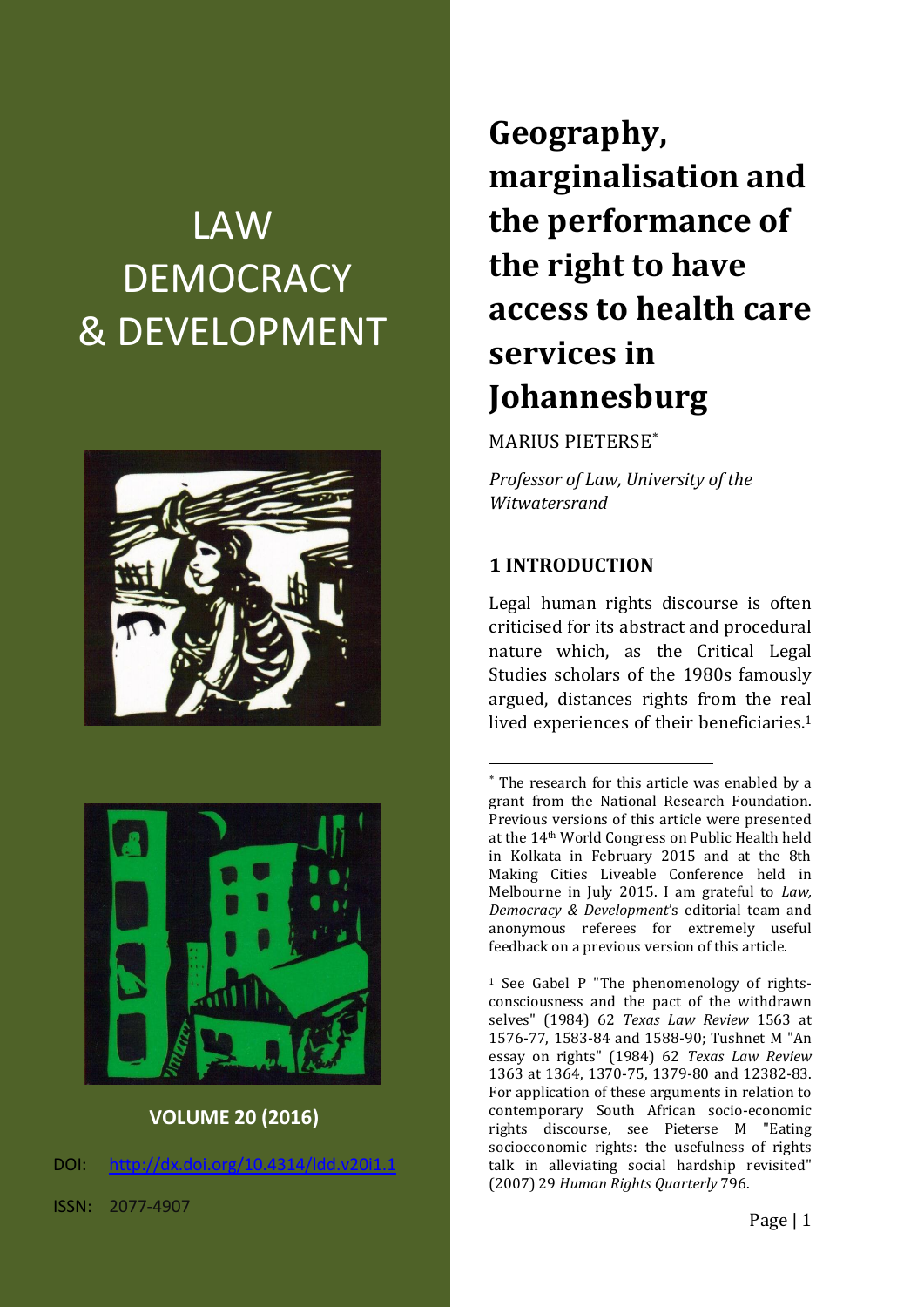LAW DEMOCRACY & DEVELOPMENT

VOLUME 20 (2016)

DOI: http://dx.doi.org/10.4314/ldd.v20i1.1

ISSN: 2077-4907

# Geography, marginalisation and the performance of the right to have access to health care services in Johannesburg

MARIUS PIETERSE*

*Professor of Law, University of the Witwatersrand*

## 1 INTRODUCTION

Legal human rights discourse is often criticised for its abstract and procedural nature which, as the Critical Legal Studies scholars of the 1980s famously argued, distances rights from the real lived experiences of their beneficiaries.[1]

---

* The research for this article was enabled by a grant from the National Research Foundation. Previous versions of this article were presented at the 14th World Congress on Public Health held in Kolkata in February 2015 and at the 8th Making Cities Liveable Conference held in Melbourne in July 2015. I am grateful to *Law, Democracy & Development*'s editorial team and anonymous referees for extremely useful feedback on a previous version of this article.

[1] See Gabel P "The phenomenology of rights-consciousness and the pact of the withdrawn selves" (1984) 62 *Texas Law Review* 1563 at 1576-77, 1583-84 and 1588-90; Tushnet M "An essay on rights" (1984) 62 *Texas Law Review* 1363 at 1364, 1370-75, 1379-80 and 12382-83. For application of these arguments in relation to contemporary South African socio-economic rights discourse, see Pieterse M "Eating socioeconomic rights: the usefulness of rights talk in alleviating social hardship revisited" (2007) 29 *Human Rights Quarterly* 796.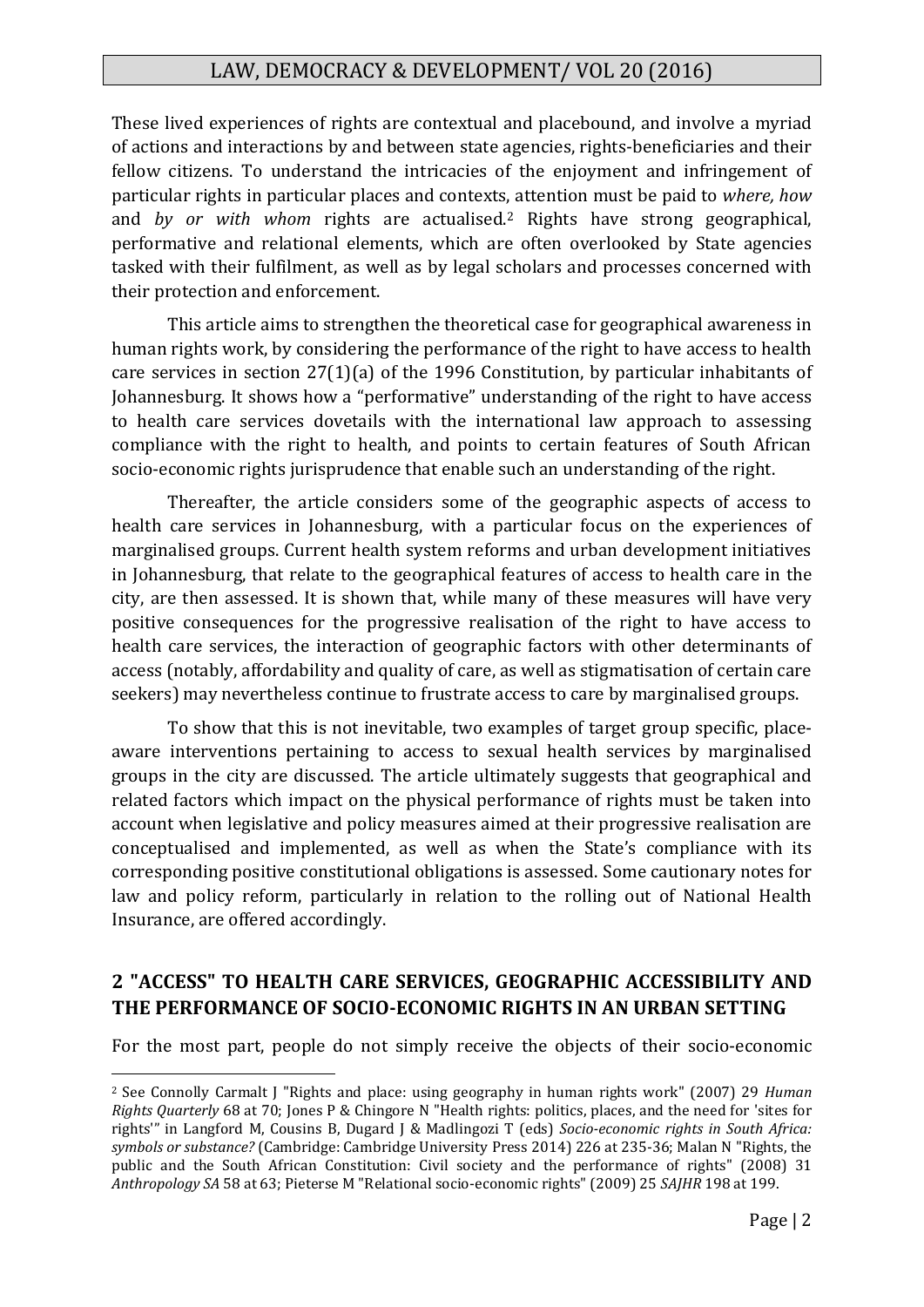These lived experiences of rights are contextual and placebound, and involve a myriad of actions and interactions by and between state agencies, rights-beneficiaries and their fellow citizens. To understand the intricacies of the enjoyment and infringement of particular rights in particular places and contexts, attention must be paid to *where, how* and *by or with whom* rights are actualised.[2] Rights have strong geographical, performative and relational elements, which are often overlooked by State agencies tasked with their fulfilment, as well as by legal scholars and processes concerned with their protection and enforcement.

This article aims to strengthen the theoretical case for geographical awareness in human rights work, by considering the performance of the right to have access to health care services in section 27(1)(a) of the 1996 Constitution, by particular inhabitants of Johannesburg. It shows how a "performative" understanding of the right to have access to health care services dovetails with the international law approach to assessing compliance with the right to health, and points to certain features of South African socio-economic rights jurisprudence that enable such an understanding of the right.

Thereafter, the article considers some of the geographic aspects of access to health care services in Johannesburg, with a particular focus on the experiences of marginalised groups. Current health system reforms and urban development initiatives in Johannesburg, that relate to the geographical features of access to health care in the city, are then assessed. It is shown that, while many of these measures will have very positive consequences for the progressive realisation of the right to have access to health care services, the interaction of geographic factors with other determinants of access (notably, affordability and quality of care, as well as stigmatisation of certain care seekers) may nevertheless continue to frustrate access to care by marginalised groups.

To show that this is not inevitable, two examples of target group specific, place-aware interventions pertaining to access to sexual health services by marginalised groups in the city are discussed. The article ultimately suggests that geographical and related factors which impact on the physical performance of rights must be taken into account when legislative and policy measures aimed at their progressive realisation are conceptualised and implemented, as well as when the State's compliance with its corresponding positive constitutional obligations is assessed. Some cautionary notes for law and policy reform, particularly in relation to the rolling out of National Health Insurance, are offered accordingly.

## 2 "ACCESS" TO HEALTH CARE SERVICES, GEOGRAPHIC ACCESSIBILITY AND THE PERFORMANCE OF SOCIO-ECONOMIC RIGHTS IN AN URBAN SETTING

For the most part, people do not simply receive the objects of their socio-economic

---

[2] See Connolly Carmalt J "Rights and place: using geography in human rights work" (2007) 29 *Human Rights Quarterly* 68 at 70; Jones P & Chingore N "Health rights: politics, places, and the need for 'sites for rights'" in Langford M, Cousins B, Dugard J & Madlingozi T (eds) *Socio-economic rights in South Africa: symbols or substance?* (Cambridge: Cambridge University Press 2014) 226 at 235-36; Malan N "Rights, the public and the South African Constitution: Civil society and the performance of rights" (2008) 31 *Anthropology SA* 58 at 63; Pieterse M "Relational socio-economic rights" (2009) 25 *SAJHR* 198 at 199.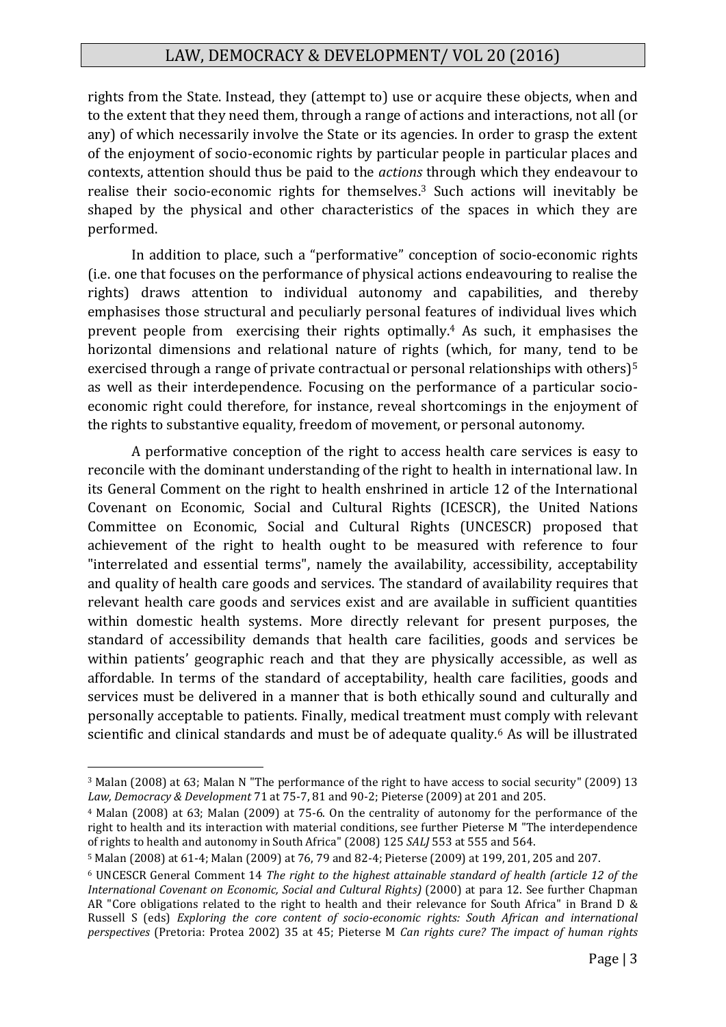rights from the State. Instead, they (attempt to) use or acquire these objects, when and to the extent that they need them, through a range of actions and interactions, not all (or any) of which necessarily involve the State or its agencies. In order to grasp the extent of the enjoyment of socio-economic rights by particular people in particular places and contexts, attention should thus be paid to the *actions* through which they endeavour to realise their socio-economic rights for themselves.[3] Such actions will inevitably be shaped by the physical and other characteristics of the spaces in which they are performed.

In addition to place, such a "performative" conception of socio-economic rights (i.e. one that focuses on the performance of physical actions endeavouring to realise the rights) draws attention to individual autonomy and capabilities, and thereby emphasises those structural and peculiarly personal features of individual lives which prevent people from exercising their rights optimally.[4] As such, it emphasises the horizontal dimensions and relational nature of rights (which, for many, tend to be exercised through a range of private contractual or personal relationships with others)[5] as well as their interdependence. Focusing on the performance of a particular socio-economic right could therefore, for instance, reveal shortcomings in the enjoyment of the rights to substantive equality, freedom of movement, or personal autonomy.

A performative conception of the right to access health care services is easy to reconcile with the dominant understanding of the right to health in international law. In its General Comment on the right to health enshrined in article 12 of the International Covenant on Economic, Social and Cultural Rights (ICESCR), the United Nations Committee on Economic, Social and Cultural Rights (UNCESCR) proposed that achievement of the right to health ought to be measured with reference to four "interrelated and essential terms", namely the availability, accessibility, acceptability and quality of health care goods and services. The standard of availability requires that relevant health care goods and services exist and are available in sufficient quantities within domestic health systems. More directly relevant for present purposes, the standard of accessibility demands that health care facilities, goods and services be within patients' geographic reach and that they are physically accessible, as well as affordable. In terms of the standard of acceptability, health care facilities, goods and services must be delivered in a manner that is both ethically sound and culturally and personally acceptable to patients. Finally, medical treatment must comply with relevant scientific and clinical standards and must be of adequate quality.[6] As will be illustrated

---

[3] Malan (2008) at 63; Malan N "The performance of the right to have access to social security" (2009) 13 *Law, Democracy & Development* 71 at 75-7, 81 and 90-2; Pieterse (2009) at 201 and 205.

[4] Malan (2008) at 63; Malan (2009) at 75-6. On the centrality of autonomy for the performance of the right to health and its interaction with material conditions, see further Pieterse M "The interdependence of rights to health and autonomy in South Africa" (2008) 125 *SALJ* 553 at 555 and 564.

[5] Malan (2008) at 61-4; Malan (2009) at 76, 79 and 82-4; Pieterse (2009) at 199, 201, 205 and 207.

[6] UNCESCR General Comment 14 *The right to the highest attainable standard of health (article 12 of the International Covenant on Economic, Social and Cultural Rights)* (2000) at para 12. See further Chapman AR "Core obligations related to the right to health and their relevance for South Africa" in Brand D & Russell S (eds) *Exploring the core content of socio-economic rights: South African and international perspectives* (Pretoria: Protea 2002) 35 at 45; Pieterse M *Can rights cure? The impact of human rights*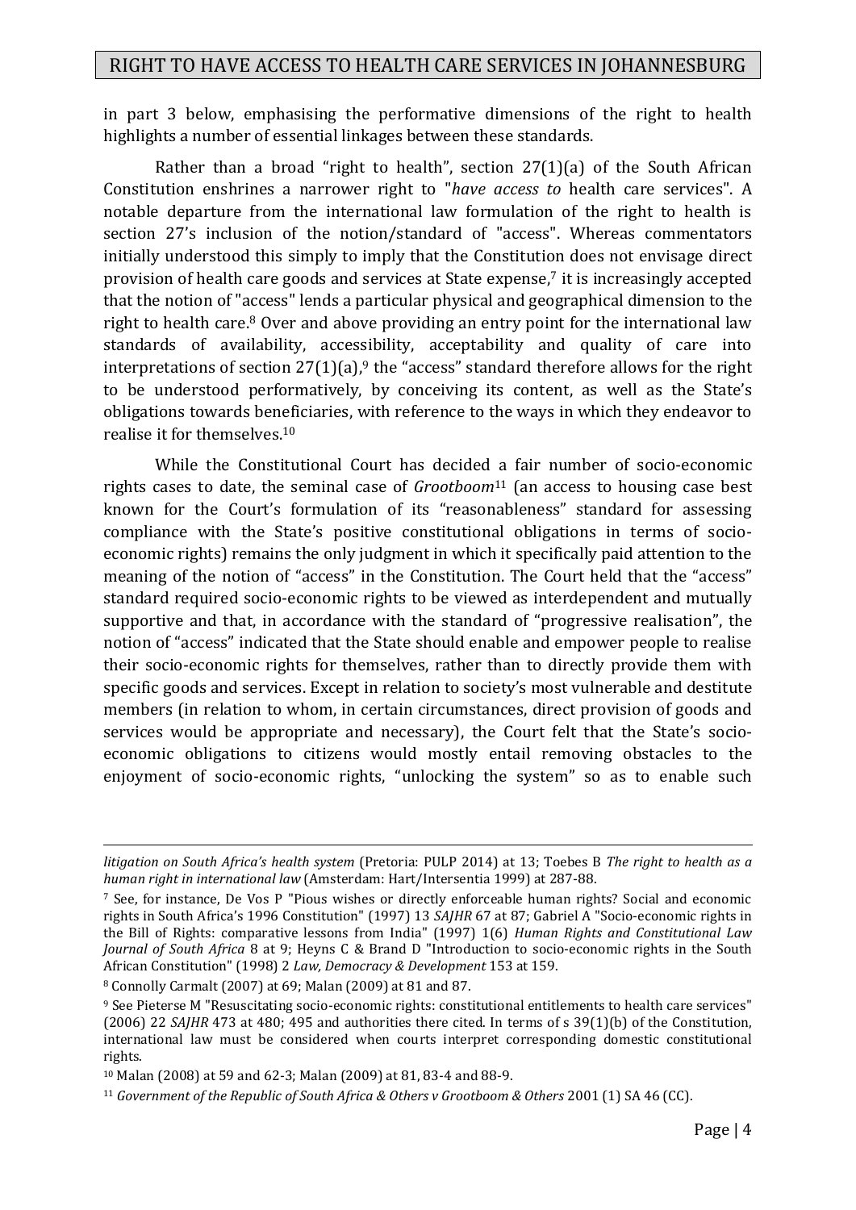in part 3 below, emphasising the performative dimensions of the right to health highlights a number of essential linkages between these standards.

Rather than a broad "right to health", section 27(1)(a) of the South African Constitution enshrines a narrower right to "*have access to* health care services". A notable departure from the international law formulation of the right to health is section 27's inclusion of the notion/standard of "access". Whereas commentators initially understood this simply to imply that the Constitution does not envisage direct provision of health care goods and services at State expense,[7] it is increasingly accepted that the notion of "access" lends a particular physical and geographical dimension to the right to health care.[8] Over and above providing an entry point for the international law standards of availability, accessibility, acceptability and quality of care into interpretations of section 27(1)(a),[9] the "access" standard therefore allows for the right to be understood performatively, by conceiving its content, as well as the State's obligations towards beneficiaries, with reference to the ways in which they endeavor to realise it for themselves.[10]

While the Constitutional Court has decided a fair number of socio-economic rights cases to date, the seminal case of *Grootboom*[11] (an access to housing case best known for the Court's formulation of its "reasonableness" standard for assessing compliance with the State's positive constitutional obligations in terms of socio-economic rights) remains the only judgment in which it specifically paid attention to the meaning of the notion of "access" in the Constitution. The Court held that the "access" standard required socio-economic rights to be viewed as interdependent and mutually supportive and that, in accordance with the standard of "progressive realisation", the notion of "access" indicated that the State should enable and empower people to realise their socio-economic rights for themselves, rather than to directly provide them with specific goods and services. Except in relation to society's most vulnerable and destitute members (in relation to whom, in certain circumstances, direct provision of goods and services would be appropriate and necessary), the Court felt that the State's socio-economic obligations to citizens would mostly entail removing obstacles to the enjoyment of socio-economic rights, "unlocking the system" so as to enable such

---

*litigation on South Africa's health system* (Pretoria: PULP 2014) at 13; Toebes B *The right to health as a human right in international law* (Amsterdam: Hart/Intersentia 1999) at 287-88.

[7] See, for instance, De Vos P "Pious wishes or directly enforceable human rights? Social and economic rights in South Africa's 1996 Constitution" (1997) 13 *SAJHR* 67 at 87; Gabriel A "Socio-economic rights in the Bill of Rights: comparative lessons from India" (1997) 1(6) *Human Rights and Constitutional Law Journal of South Africa* 8 at 9; Heyns C & Brand D "Introduction to socio-economic rights in the South African Constitution" (1998) 2 *Law, Democracy & Development* 153 at 159.

[8] Connolly Carmalt (2007) at 69; Malan (2009) at 81 and 87.

[9] See Pieterse M "Resuscitating socio-economic rights: constitutional entitlements to health care services" (2006) 22 *SAJHR* 473 at 480; 495 and authorities there cited. In terms of s 39(1)(b) of the Constitution, international law must be considered when courts interpret corresponding domestic constitutional rights.

[10] Malan (2008) at 59 and 62-3; Malan (2009) at 81, 83-4 and 88-9.

[11] *Government of the Republic of South Africa & Others v Grootboom & Others* 2001 (1) SA 46 (CC).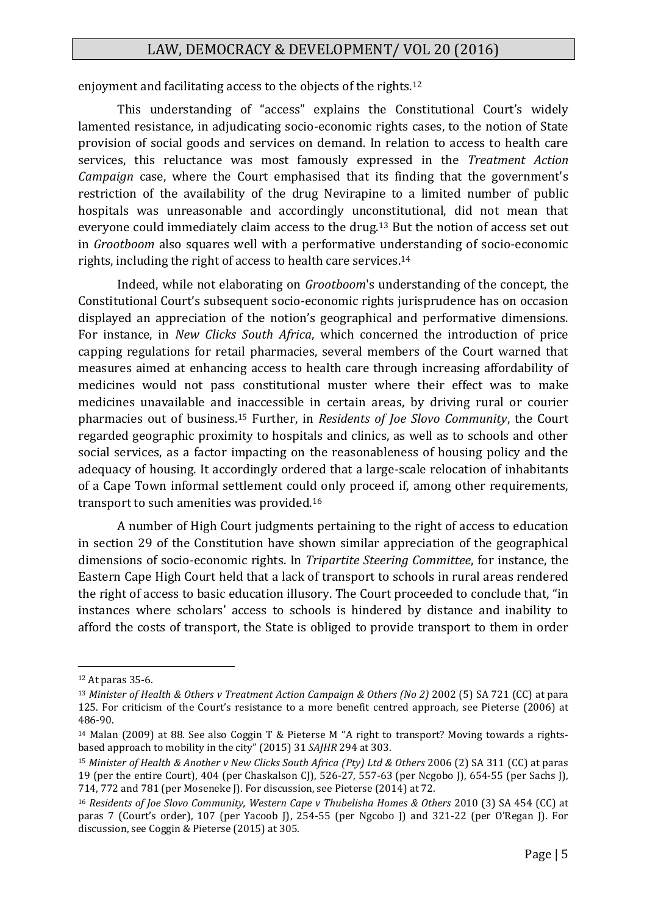enjoyment and facilitating access to the objects of the rights.[12]

This understanding of "access" explains the Constitutional Court's widely lamented resistance, in adjudicating socio-economic rights cases, to the notion of State provision of social goods and services on demand. In relation to access to health care services, this reluctance was most famously expressed in the *Treatment Action Campaign* case, where the Court emphasised that its finding that the government's restriction of the availability of the drug Nevirapine to a limited number of public hospitals was unreasonable and accordingly unconstitutional, did not mean that everyone could immediately claim access to the drug.[13] But the notion of access set out in *Grootboom* also squares well with a performative understanding of socio-economic rights, including the right of access to health care services.[14]

Indeed, while not elaborating on *Grootboom*'s understanding of the concept, the Constitutional Court's subsequent socio-economic rights jurisprudence has on occasion displayed an appreciation of the notion's geographical and performative dimensions. For instance, in *New Clicks South Africa*, which concerned the introduction of price capping regulations for retail pharmacies, several members of the Court warned that measures aimed at enhancing access to health care through increasing affordability of medicines would not pass constitutional muster where their effect was to make medicines unavailable and inaccessible in certain areas, by driving rural or courier pharmacies out of business.[15] Further, in *Residents of Joe Slovo Community*, the Court regarded geographic proximity to hospitals and clinics, as well as to schools and other social services, as a factor impacting on the reasonableness of housing policy and the adequacy of housing. It accordingly ordered that a large-scale relocation of inhabitants of a Cape Town informal settlement could only proceed if, among other requirements, transport to such amenities was provided.[16]

A number of High Court judgments pertaining to the right of access to education in section 29 of the Constitution have shown similar appreciation of the geographical dimensions of socio-economic rights. In *Tripartite Steering Committee*, for instance, the Eastern Cape High Court held that a lack of transport to schools in rural areas rendered the right of access to basic education illusory. The Court proceeded to conclude that, "in instances where scholars' access to schools is hindered by distance and inability to afford the costs of transport, the State is obliged to provide transport to them in order

---

[12] At paras 35-6.

[13] *Minister of Health & Others v Treatment Action Campaign & Others (No 2)* 2002 (5) SA 721 (CC) at para 125. For criticism of the Court's resistance to a more benefit centred approach, see Pieterse (2006) at 486-90.

[14] Malan (2009) at 88. See also Coggin T & Pieterse M "A right to transport? Moving towards a rights-based approach to mobility in the city" (2015) 31 *SAJHR* 294 at 303.

[15] *Minister of Health & Another v New Clicks South Africa (Pty) Ltd & Others* 2006 (2) SA 311 (CC) at paras 19 (per the entire Court), 404 (per Chaskalson CJ), 526-27, 557-63 (per Ncgobo J), 654-55 (per Sachs J), 714, 772 and 781 (per Moseneke J). For discussion, see Pieterse (2014) at 72.

[16] *Residents of Joe Slovo Community, Western Cape v Thubelisha Homes & Others* 2010 (3) SA 454 (CC) at paras 7 (Court's order), 107 (per Yacoob J), 254-55 (per Ngcobo J) and 321-22 (per O'Regan J). For discussion, see Coggin & Pieterse (2015) at 305.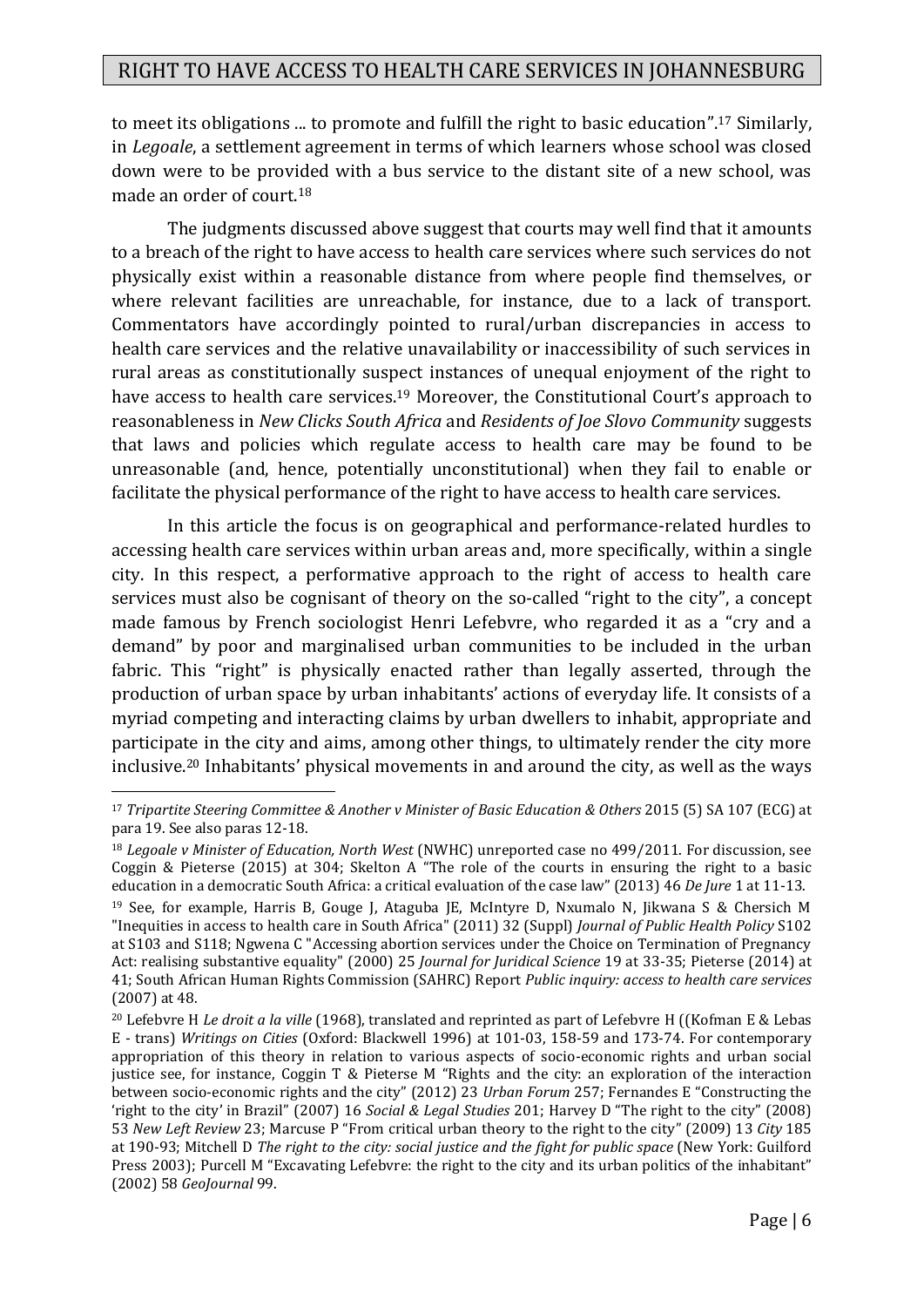to meet its obligations ... to promote and fulfill the right to basic education".[17] Similarly, in *Legoale*, a settlement agreement in terms of which learners whose school was closed down were to be provided with a bus service to the distant site of a new school, was made an order of court.[18]

The judgments discussed above suggest that courts may well find that it amounts to a breach of the right to have access to health care services where such services do not physically exist within a reasonable distance from where people find themselves, or where relevant facilities are unreachable, for instance, due to a lack of transport. Commentators have accordingly pointed to rural/urban discrepancies in access to health care services and the relative unavailability or inaccessibility of such services in rural areas as constitutionally suspect instances of unequal enjoyment of the right to have access to health care services.[19] Moreover, the Constitutional Court's approach to reasonableness in *New Clicks South Africa* and *Residents of Joe Slovo Community* suggests that laws and policies which regulate access to health care may be found to be unreasonable (and, hence, potentially unconstitutional) when they fail to enable or facilitate the physical performance of the right to have access to health care services.

In this article the focus is on geographical and performance-related hurdles to accessing health care services within urban areas and, more specifically, within a single city. In this respect, a performative approach to the right of access to health care services must also be cognisant of theory on the so-called "right to the city", a concept made famous by French sociologist Henri Lefebvre, who regarded it as a "cry and a demand" by poor and marginalised urban communities to be included in the urban fabric. This "right" is physically enacted rather than legally asserted, through the production of urban space by urban inhabitants' actions of everyday life. It consists of a myriad competing and interacting claims by urban dwellers to inhabit, appropriate and participate in the city and aims, among other things, to ultimately render the city more inclusive.[20] Inhabitants' physical movements in and around the city, as well as the ways

---

[17] *Tripartite Steering Committee & Another v Minister of Basic Education & Others* 2015 (5) SA 107 (ECG) at para 19. See also paras 12-18.

[18] *Legoale v Minister of Education, North West* (NWHC) unreported case no 499/2011. For discussion, see Coggin & Pieterse (2015) at 304; Skelton A "The role of the courts in ensuring the right to a basic education in a democratic South Africa: a critical evaluation of the case law" (2013) 46 *De Jure* 1 at 11-13.

[19] See, for example, Harris B, Gouge J, Ataguba JE, McIntyre D, Nxumalo N, Jikwana S & Chersich M "Inequities in access to health care in South Africa" (2011) 32 (Suppl) *Journal of Public Health Policy* S102 at S103 and S118; Ngwena C "Accessing abortion services under the Choice on Termination of Pregnancy Act: realising substantive equality" (2000) 25 *Journal for Juridical Science* 19 at 33-35; Pieterse (2014) at 41; South African Human Rights Commission (SAHRC) Report *Public inquiry: access to health care services* (2007) at 48.

[20] Lefebvre H *Le droit a la ville* (1968), translated and reprinted as part of Lefebvre H ((Kofman E & Lebas E - trans) *Writings on Cities* (Oxford: Blackwell 1996) at 101-03, 158-59 and 173-74. For contemporary appropriation of this theory in relation to various aspects of socio-economic rights and urban social justice see, for instance, Coggin T & Pieterse M "Rights and the city: an exploration of the interaction between socio-economic rights and the city" (2012) 23 *Urban Forum* 257; Fernandes E "Constructing the 'right to the city' in Brazil" (2007) 16 *Social & Legal Studies* 201; Harvey D "The right to the city" (2008) 53 *New Left Review* 23; Marcuse P "From critical urban theory to the right to the city" (2009) 13 *City* 185 at 190-93; Mitchell D *The right to the city: social justice and the fight for public space* (New York: Guilford Press 2003); Purcell M "Excavating Lefebvre: the right to the city and its urban politics of the inhabitant" (2002) 58 *GeoJournal* 99.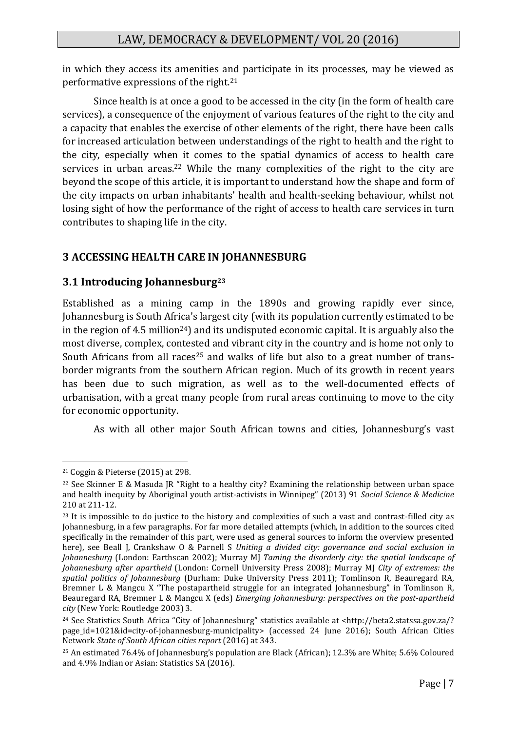in which they access its amenities and participate in its processes, may be viewed as performative expressions of the right.[21]

Since health is at once a good to be accessed in the city (in the form of health care services), a consequence of the enjoyment of various features of the right to the city and a capacity that enables the exercise of other elements of the right, there have been calls for increased articulation between understandings of the right to health and the right to the city, especially when it comes to the spatial dynamics of access to health care services in urban areas.[22] While the many complexities of the right to the city are beyond the scope of this article, it is important to understand how the shape and form of the city impacts on urban inhabitants' health and health-seeking behaviour, whilst not losing sight of how the performance of the right of access to health care services in turn contributes to shaping life in the city.

## 3 ACCESSING HEALTH CARE IN JOHANNESBURG

### 3.1 Introducing Johannesburg[23]

Established as a mining camp in the 1890s and growing rapidly ever since, Johannesburg is South Africa's largest city (with its population currently estimated to be in the region of 4.5 million[24]) and its undisputed economic capital. It is arguably also the most diverse, complex, contested and vibrant city in the country and is home not only to South Africans from all races[25] and walks of life but also to a great number of trans-border migrants from the southern African region. Much of its growth in recent years has been due to such migration, as well as to the well-documented effects of urbanisation, with a great many people from rural areas continuing to move to the city for economic opportunity.

As with all other major South African towns and cities, Johannesburg's vast

---

[21] Coggin & Pieterse (2015) at 298.

[22] See Skinner E & Masuda JR "Right to a healthy city? Examining the relationship between urban space and health inequity by Aboriginal youth artist-activists in Winnipeg" (2013) 91 *Social Science & Medicine* 210 at 211-12.

[23] It is impossible to do justice to the history and complexities of such a vast and contrast-filled city as Johannesburg, in a few paragraphs. For far more detailed attempts (which, in addition to the sources cited specifically in the remainder of this part, were used as general sources to inform the overview presented here), see Beall J, Crankshaw O & Parnell S *Uniting a divided city: governance and social exclusion in Johannesburg* (London: Earthscan 2002); Murray MJ *Taming the disorderly city: the spatial landscape of Johannesburg after apartheid* (London: Cornell University Press 2008); Murray MJ *City of extremes: the spatial politics of Johannesburg* (Durham: Duke University Press 2011); Tomlinson R, Beauregard RA, Bremner L & Mangcu X "The postapartheid struggle for an integrated Johannesburg" in Tomlinson R, Beauregard RA, Bremner L & Mangcu X (eds) *Emerging Johannesburg: perspectives on the post-apartheid city* (New York: Routledge 2003) 3.

[24] See Statistics South Africa "City of Johannesburg" statistics available at <http://beta2.statssa.gov.za/?page_id=1021&id=city-of-johannesburg-municipality> (accessed 24 June 2016); South African Cities Network *State of South African cities report* (2016) at 343.

[25] An estimated 76.4% of Johannesburg's population are Black (African); 12.3% are White; 5.6% Coloured and 4.9% Indian or Asian: Statistics SA (2016).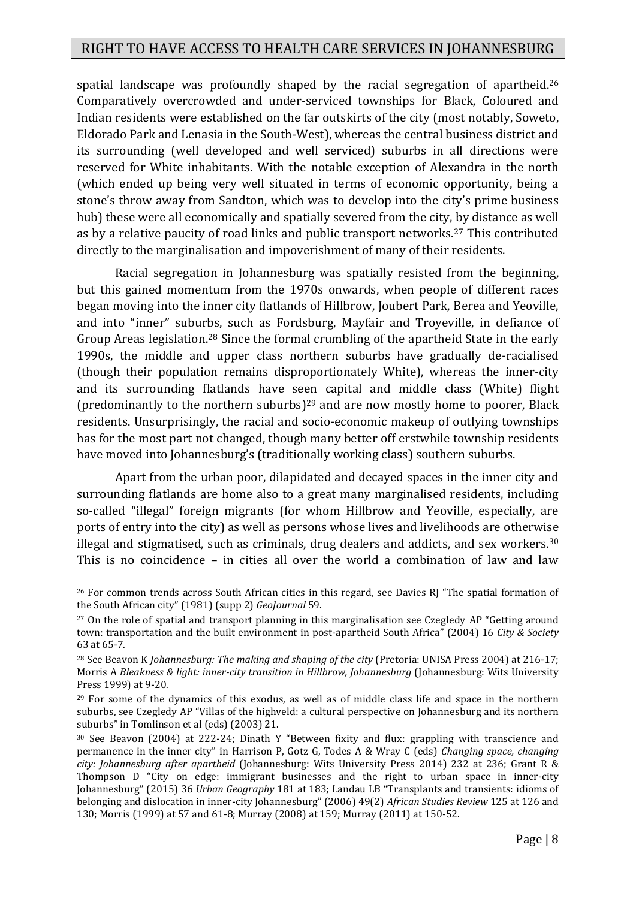spatial landscape was profoundly shaped by the racial segregation of apartheid.[26] Comparatively overcrowded and under-serviced townships for Black, Coloured and Indian residents were established on the far outskirts of the city (most notably, Soweto, Eldorado Park and Lenasia in the South-West), whereas the central business district and its surrounding (well developed and well serviced) suburbs in all directions were reserved for White inhabitants. With the notable exception of Alexandra in the north (which ended up being very well situated in terms of economic opportunity, being a stone's throw away from Sandton, which was to develop into the city's prime business hub) these were all economically and spatially severed from the city, by distance as well as by a relative paucity of road links and public transport networks.[27] This contributed directly to the marginalisation and impoverishment of many of their residents.

Racial segregation in Johannesburg was spatially resisted from the beginning, but this gained momentum from the 1970s onwards, when people of different races began moving into the inner city flatlands of Hillbrow, Joubert Park, Berea and Yeoville, and into "inner" suburbs, such as Fordsburg, Mayfair and Troyeville, in defiance of Group Areas legislation.[28] Since the formal crumbling of the apartheid State in the early 1990s, the middle and upper class northern suburbs have gradually de-racialised (though their population remains disproportionately White), whereas the inner-city and its surrounding flatlands have seen capital and middle class (White) flight (predominantly to the northern suburbs)[29] and are now mostly home to poorer, Black residents. Unsurprisingly, the racial and socio-economic makeup of outlying townships has for the most part not changed, though many better off erstwhile township residents have moved into Johannesburg's (traditionally working class) southern suburbs.

Apart from the urban poor, dilapidated and decayed spaces in the inner city and surrounding flatlands are home also to a great many marginalised residents, including so-called "illegal" foreign migrants (for whom Hillbrow and Yeoville, especially, are ports of entry into the city) as well as persons whose lives and livelihoods are otherwise illegal and stigmatised, such as criminals, drug dealers and addicts, and sex workers.[30] This is no coincidence – in cities all over the world a combination of law and law

---

[26] For common trends across South African cities in this regard, see Davies RJ "The spatial formation of the South African city" (1981) (supp 2) *GeoJournal* 59.

[27] On the role of spatial and transport planning in this marginalisation see Czegledy AP "Getting around town: transportation and the built environment in post-apartheid South Africa" (2004) 16 *City & Society* 63 at 65-7.

[28] See Beavon K *Johannesburg: The making and shaping of the city* (Pretoria: UNISA Press 2004) at 216-17; Morris A *Bleakness & light: inner-city transition in Hillbrow, Johannesburg* (Johannesburg: Wits University Press 1999) at 9-20.

[29] For some of the dynamics of this exodus, as well as of middle class life and space in the northern suburbs, see Czegledy AP "Villas of the highveld: a cultural perspective on Johannesburg and its northern suburbs" in Tomlinson et al (eds) (2003) 21.

[30] See Beavon (2004) at 222-24; Dinath Y "Between fixity and flux: grappling with transcience and permanence in the inner city" in Harrison P, Gotz G, Todes A & Wray C (eds) *Changing space, changing city: Johannesburg after apartheid* (Johannesburg: Wits University Press 2014) 232 at 236; Grant R & Thompson D "City on edge: immigrant businesses and the right to urban space in inner-city Johannesburg" (2015) 36 *Urban Geography* 181 at 183; Landau LB "Transplants and transients: idioms of belonging and dislocation in inner-city Johannesburg" (2006) 49(2) *African Studies Review* 125 at 126 and 130; Morris (1999) at 57 and 61-8; Murray (2008) at 159; Murray (2011) at 150-52.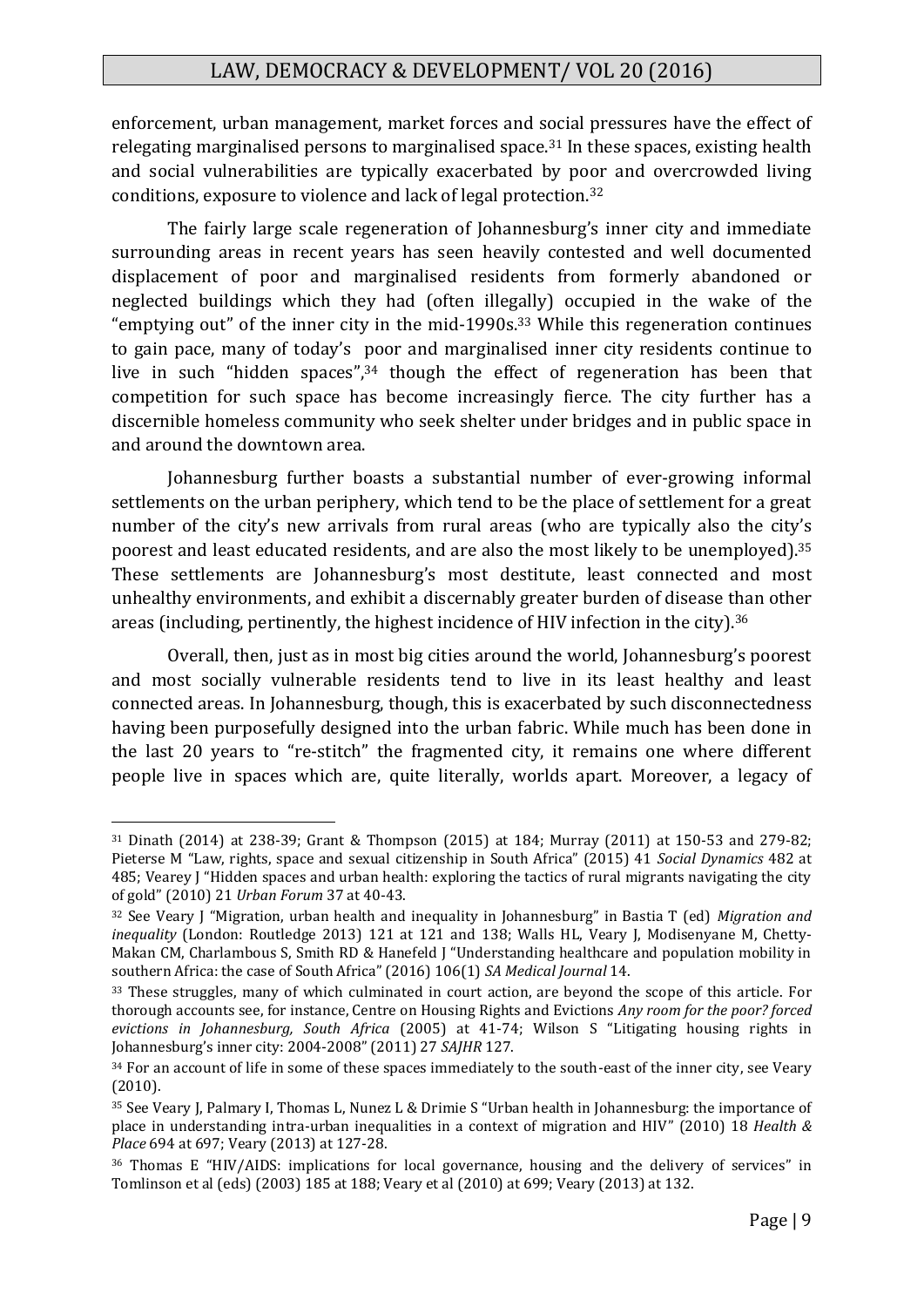enforcement, urban management, market forces and social pressures have the effect of relegating marginalised persons to marginalised space.[31] In these spaces, existing health and social vulnerabilities are typically exacerbated by poor and overcrowded living conditions, exposure to violence and lack of legal protection.[32]

The fairly large scale regeneration of Johannesburg's inner city and immediate surrounding areas in recent years has seen heavily contested and well documented displacement of poor and marginalised residents from formerly abandoned or neglected buildings which they had (often illegally) occupied in the wake of the "emptying out" of the inner city in the mid-1990s.[33] While this regeneration continues to gain pace, many of today's poor and marginalised inner city residents continue to live in such "hidden spaces",[34] though the effect of regeneration has been that competition for such space has become increasingly fierce. The city further has a discernible homeless community who seek shelter under bridges and in public space in and around the downtown area.

Johannesburg further boasts a substantial number of ever-growing informal settlements on the urban periphery, which tend to be the place of settlement for a great number of the city's new arrivals from rural areas (who are typically also the city's poorest and least educated residents, and are also the most likely to be unemployed).[35] These settlements are Johannesburg's most destitute, least connected and most unhealthy environments, and exhibit a discernably greater burden of disease than other areas (including, pertinently, the highest incidence of HIV infection in the city).[36]

Overall, then, just as in most big cities around the world, Johannesburg's poorest and most socially vulnerable residents tend to live in its least healthy and least connected areas. In Johannesburg, though, this is exacerbated by such disconnectedness having been purposefully designed into the urban fabric. While much has been done in the last 20 years to "re-stitch" the fragmented city, it remains one where different people live in spaces which are, quite literally, worlds apart. Moreover, a legacy of

---

[31] Dinath (2014) at 238-39; Grant & Thompson (2015) at 184; Murray (2011) at 150-53 and 279-82; Pieterse M "Law, rights, space and sexual citizenship in South Africa" (2015) 41 *Social Dynamics* 482 at 485; Vearey J "Hidden spaces and urban health: exploring the tactics of rural migrants navigating the city of gold" (2010) 21 *Urban Forum* 37 at 40-43.

[32] See Veary J "Migration, urban health and inequality in Johannesburg" in Bastia T (ed) *Migration and inequality* (London: Routledge 2013) 121 at 121 and 138; Walls HL, Veary J, Modisenyane M, Chetty-Makan CM, Charlambous S, Smith RD & Hanefeld J "Understanding healthcare and population mobility in southern Africa: the case of South Africa" (2016) 106(1) *SA Medical Journal* 14.

[33] These struggles, many of which culminated in court action, are beyond the scope of this article. For thorough accounts see, for instance, Centre on Housing Rights and Evictions *Any room for the poor? forced evictions in Johannesburg, South Africa* (2005) at 41-74; Wilson S "Litigating housing rights in Johannesburg's inner city: 2004-2008" (2011) 27 *SAJHR* 127.

[34] For an account of life in some of these spaces immediately to the south-east of the inner city, see Veary (2010).

[35] See Veary J, Palmary I, Thomas L, Nunez L & Drimie S "Urban health in Johannesburg: the importance of place in understanding intra-urban inequalities in a context of migration and HIV" (2010) 18 *Health & Place* 694 at 697; Veary (2013) at 127-28.

[36] Thomas E "HIV/AIDS: implications for local governance, housing and the delivery of services" in Tomlinson et al (eds) (2003) 185 at 188; Veary et al (2010) at 699; Veary (2013) at 132.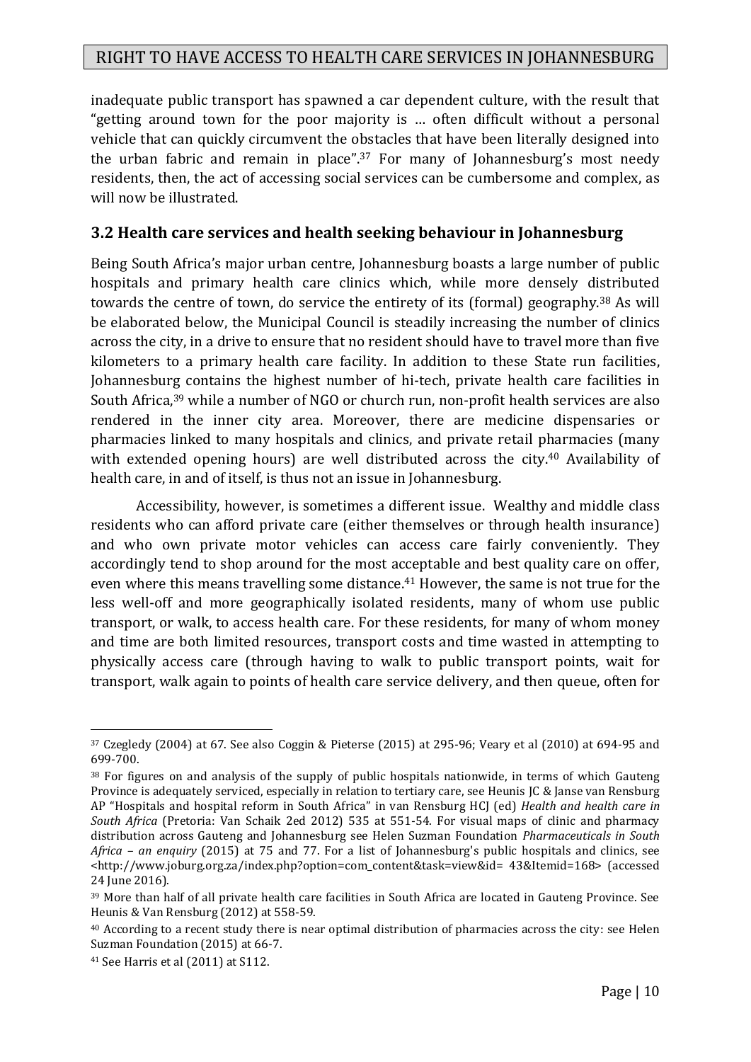inadequate public transport has spawned a car dependent culture, with the result that "getting around town for the poor majority is … often difficult without a personal vehicle that can quickly circumvent the obstacles that have been literally designed into the urban fabric and remain in place".[37] For many of Johannesburg's most needy residents, then, the act of accessing social services can be cumbersome and complex, as will now be illustrated.

### 3.2 Health care services and health seeking behaviour in Johannesburg

Being South Africa's major urban centre, Johannesburg boasts a large number of public hospitals and primary health care clinics which, while more densely distributed towards the centre of town, do service the entirety of its (formal) geography.[38] As will be elaborated below, the Municipal Council is steadily increasing the number of clinics across the city, in a drive to ensure that no resident should have to travel more than five kilometers to a primary health care facility. In addition to these State run facilities, Johannesburg contains the highest number of hi-tech, private health care facilities in South Africa,[39] while a number of NGO or church run, non-profit health services are also rendered in the inner city area. Moreover, there are medicine dispensaries or pharmacies linked to many hospitals and clinics, and private retail pharmacies (many with extended opening hours) are well distributed across the city.[40] Availability of health care, in and of itself, is thus not an issue in Johannesburg.

Accessibility, however, is sometimes a different issue. Wealthy and middle class residents who can afford private care (either themselves or through health insurance) and who own private motor vehicles can access care fairly conveniently. They accordingly tend to shop around for the most acceptable and best quality care on offer, even where this means travelling some distance.[41] However, the same is not true for the less well-off and more geographically isolated residents, many of whom use public transport, or walk, to access health care. For these residents, for many of whom money and time are both limited resources, transport costs and time wasted in attempting to physically access care (through having to walk to public transport points, wait for transport, walk again to points of health care service delivery, and then queue, often for

---

[37] Czegledy (2004) at 67. See also Coggin & Pieterse (2015) at 295-96; Veary et al (2010) at 694-95 and 699-700.

[38] For figures on and analysis of the supply of public hospitals nationwide, in terms of which Gauteng Province is adequately serviced, especially in relation to tertiary care, see Heunis JC & Janse van Rensburg AP "Hospitals and hospital reform in South Africa" in van Rensburg HCJ (ed) *Health and health care in South Africa* (Pretoria: Van Schaik 2ed 2012) 535 at 551-54. For visual maps of clinic and pharmacy distribution across Gauteng and Johannesburg see Helen Suzman Foundation *Pharmaceuticals in South Africa – an enquiry* (2015) at 75 and 77. For a list of Johannesburg's public hospitals and clinics, see <http://www.joburg.org.za/index.php?option=com_content&task=view&id= 43&Itemid=168> (accessed 24 June 2016).

[39] More than half of all private health care facilities in South Africa are located in Gauteng Province. See Heunis & Van Rensburg (2012) at 558-59.

[40] According to a recent study there is near optimal distribution of pharmacies across the city: see Helen Suzman Foundation (2015) at 66-7.

[41] See Harris et al (2011) at S112.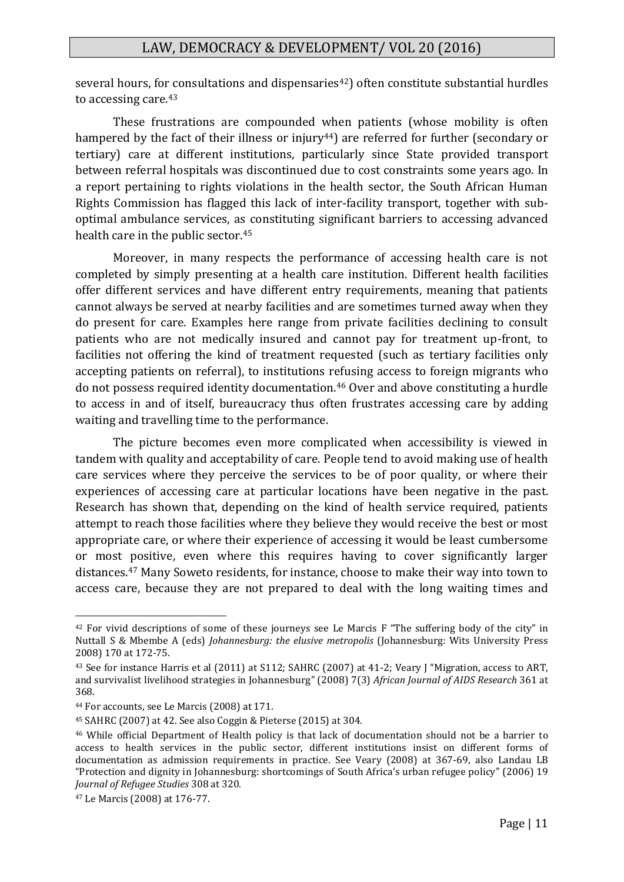several hours, for consultations and dispensaries[42]) often constitute substantial hurdles to accessing care.[43]

These frustrations are compounded when patients (whose mobility is often hampered by the fact of their illness or injury[44]) are referred for further (secondary or tertiary) care at different institutions, particularly since State provided transport between referral hospitals was discontinued due to cost constraints some years ago. In a report pertaining to rights violations in the health sector, the South African Human Rights Commission has flagged this lack of inter-facility transport, together with sub-optimal ambulance services, as constituting significant barriers to accessing advanced health care in the public sector.[45]

Moreover, in many respects the performance of accessing health care is not completed by simply presenting at a health care institution. Different health facilities offer different services and have different entry requirements, meaning that patients cannot always be served at nearby facilities and are sometimes turned away when they do present for care. Examples here range from private facilities declining to consult patients who are not medically insured and cannot pay for treatment up-front, to facilities not offering the kind of treatment requested (such as tertiary facilities only accepting patients on referral), to institutions refusing access to foreign migrants who do not possess required identity documentation.[46] Over and above constituting a hurdle to access in and of itself, bureaucracy thus often frustrates accessing care by adding waiting and travelling time to the performance.

The picture becomes even more complicated when accessibility is viewed in tandem with quality and acceptability of care. People tend to avoid making use of health care services where they perceive the services to be of poor quality, or where their experiences of accessing care at particular locations have been negative in the past. Research has shown that, depending on the kind of health service required, patients attempt to reach those facilities where they believe they would receive the best or most appropriate care, or where their experience of accessing it would be least cumbersome or most positive, even where this requires having to cover significantly larger distances.[47] Many Soweto residents, for instance, choose to make their way into town to access care, because they are not prepared to deal with the long waiting times and

---

[42] For vivid descriptions of some of these journeys see Le Marcis F "The suffering body of the city" in Nuttall S & Mbembe A (eds) *Johannesburg: the elusive metropolis* (Johannesburg: Wits University Press 2008) 170 at 172-75.

[43] See for instance Harris et al (2011) at S112; SAHRC (2007) at 41-2; Veary J "Migration, access to ART, and survivalist livelihood strategies in Johannesburg" (2008) 7(3) *African Journal of AIDS Research* 361 at 368.

[44] For accounts, see Le Marcis (2008) at 171.

[45] SAHRC (2007) at 42. See also Coggin & Pieterse (2015) at 304.

[46] While official Department of Health policy is that lack of documentation should not be a barrier to access to health services in the public sector, different institutions insist on different forms of documentation as admission requirements in practice. See Veary (2008) at 367-69, also Landau LB "Protection and dignity in Johannesburg: shortcomings of South Africa's urban refugee policy" (2006) 19 *Journal of Refugee Studies* 308 at 320.

[47] Le Marcis (2008) at 176-77.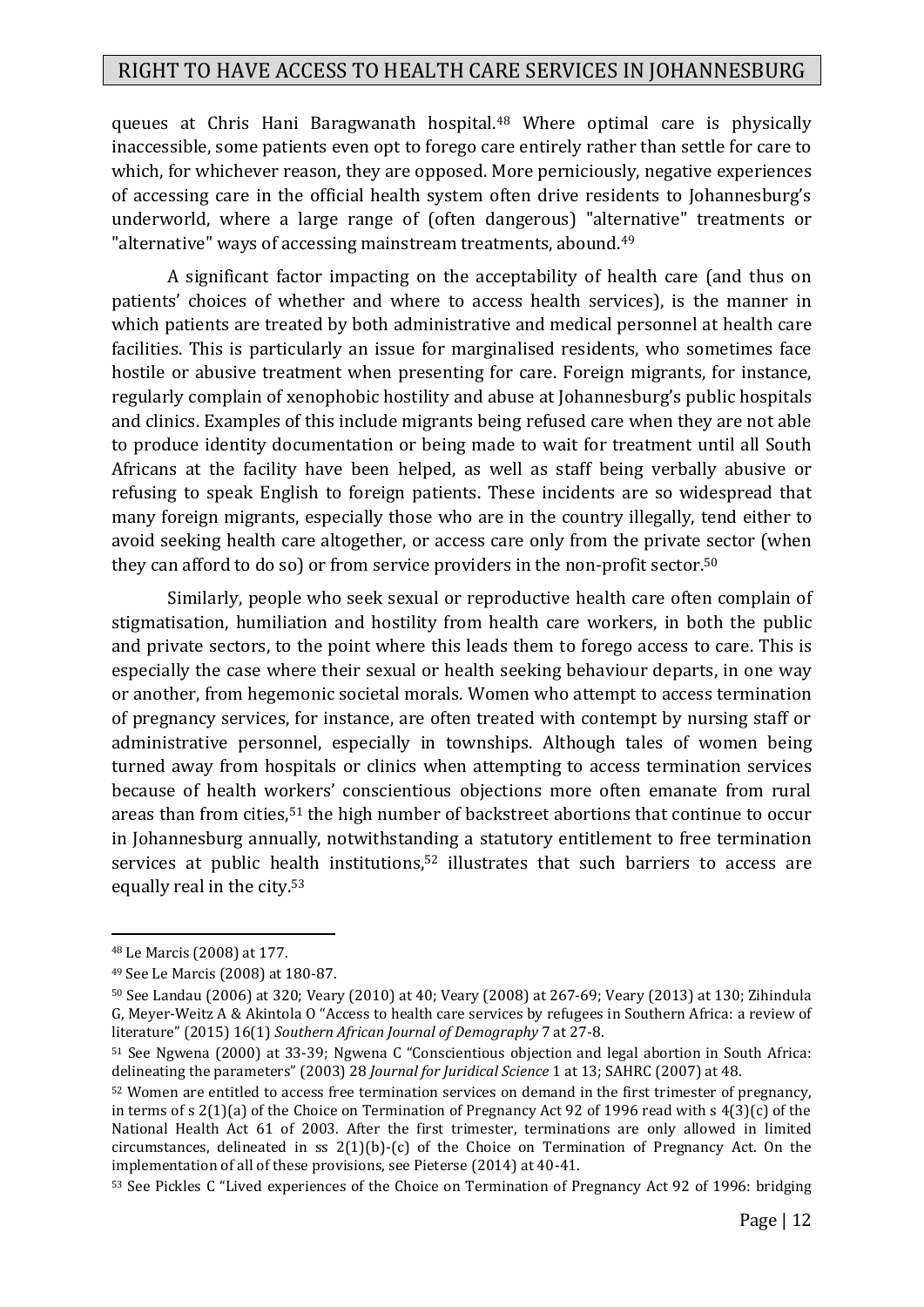queues at Chris Hani Baragwanath hospital.[48] Where optimal care is physically inaccessible, some patients even opt to forego care entirely rather than settle for care to which, for whichever reason, they are opposed. More perniciously, negative experiences of accessing care in the official health system often drive residents to Johannesburg's underworld, where a large range of (often dangerous) "alternative" treatments or "alternative" ways of accessing mainstream treatments, abound.[49]

A significant factor impacting on the acceptability of health care (and thus on patients' choices of whether and where to access health services), is the manner in which patients are treated by both administrative and medical personnel at health care facilities. This is particularly an issue for marginalised residents, who sometimes face hostile or abusive treatment when presenting for care. Foreign migrants, for instance, regularly complain of xenophobic hostility and abuse at Johannesburg's public hospitals and clinics. Examples of this include migrants being refused care when they are not able to produce identity documentation or being made to wait for treatment until all South Africans at the facility have been helped, as well as staff being verbally abusive or refusing to speak English to foreign patients. These incidents are so widespread that many foreign migrants, especially those who are in the country illegally, tend either to avoid seeking health care altogether, or access care only from the private sector (when they can afford to do so) or from service providers in the non-profit sector.[50]

Similarly, people who seek sexual or reproductive health care often complain of stigmatisation, humiliation and hostility from health care workers, in both the public and private sectors, to the point where this leads them to forego access to care. This is especially the case where their sexual or health seeking behaviour departs, in one way or another, from hegemonic societal morals. Women who attempt to access termination of pregnancy services, for instance, are often treated with contempt by nursing staff or administrative personnel, especially in townships. Although tales of women being turned away from hospitals or clinics when attempting to access termination services because of health workers' conscientious objections more often emanate from rural areas than from cities,[51] the high number of backstreet abortions that continue to occur in Johannesburg annually, notwithstanding a statutory entitlement to free termination services at public health institutions,[52] illustrates that such barriers to access are equally real in the city.[53]

---

[48] Le Marcis (2008) at 177.

[49] See Le Marcis (2008) at 180-87.

[50] See Landau (2006) at 320; Veary (2010) at 40; Veary (2008) at 267-69; Veary (2013) at 130; Zihindula G, Meyer-Weitz A & Akintola O "Access to health care services by refugees in Southern Africa: a review of literature" (2015) 16(1) *Southern African Journal of Demography* 7 at 27-8.

[51] See Ngwena (2000) at 33-39; Ngwena C "Conscientious objection and legal abortion in South Africa: delineating the parameters" (2003) 28 *Journal for Juridical Science* 1 at 13; SAHRC (2007) at 48.

[52] Women are entitled to access free termination services on demand in the first trimester of pregnancy, in terms of s 2(1)(a) of the Choice on Termination of Pregnancy Act 92 of 1996 read with s 4(3)(c) of the National Health Act 61 of 2003. After the first trimester, terminations are only allowed in limited circumstances, delineated in ss 2(1)(b)-(c) of the Choice on Termination of Pregnancy Act. On the implementation of all of these provisions, see Pieterse (2014) at 40-41.

[53] See Pickles C "Lived experiences of the Choice on Termination of Pregnancy Act 92 of 1996: bridging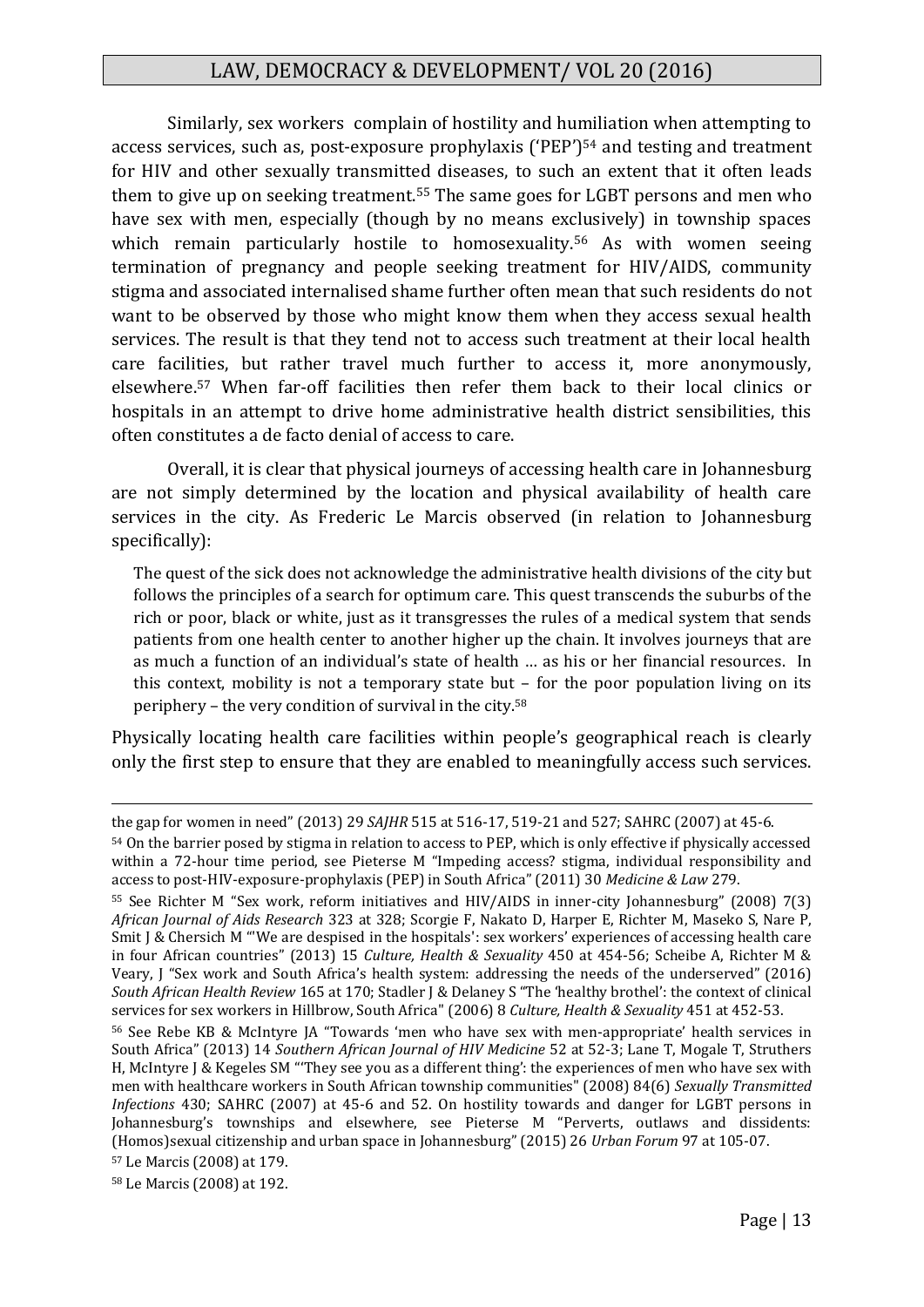Similarly, sex workers complain of hostility and humiliation when attempting to access services, such as, post-exposure prophylaxis ('PEP')[54] and testing and treatment for HIV and other sexually transmitted diseases, to such an extent that it often leads them to give up on seeking treatment.[55] The same goes for LGBT persons and men who have sex with men, especially (though by no means exclusively) in township spaces which remain particularly hostile to homosexuality.[56] As with women seeing termination of pregnancy and people seeking treatment for HIV/AIDS, community stigma and associated internalised shame further often mean that such residents do not want to be observed by those who might know them when they access sexual health services. The result is that they tend not to access such treatment at their local health care facilities, but rather travel much further to access it, more anonymously, elsewhere.[57] When far-off facilities then refer them back to their local clinics or hospitals in an attempt to drive home administrative health district sensibilities, this often constitutes a de facto denial of access to care.

Overall, it is clear that physical journeys of accessing health care in Johannesburg are not simply determined by the location and physical availability of health care services in the city. As Frederic Le Marcis observed (in relation to Johannesburg specifically):

> The quest of the sick does not acknowledge the administrative health divisions of the city but follows the principles of a search for optimum care. This quest transcends the suburbs of the rich or poor, black or white, just as it transgresses the rules of a medical system that sends patients from one health center to another higher up the chain. It involves journeys that are as much a function of an individual's state of health … as his or her financial resources. In this context, mobility is not a temporary state but – for the poor population living on its periphery – the very condition of survival in the city.[58]

Physically locating health care facilities within people's geographical reach is clearly only the first step to ensure that they are enabled to meaningfully access such services.

---

the gap for women in need" (2013) 29 *SAJHR* 515 at 516-17, 519-21 and 527; SAHRC (2007) at 45-6.

[54] On the barrier posed by stigma in relation to access to PEP, which is only effective if physically accessed within a 72-hour time period, see Pieterse M "Impeding access? stigma, individual responsibility and access to post-HIV-exposure-prophylaxis (PEP) in South Africa" (2011) 30 *Medicine & Law* 279.

[55] See Richter M "Sex work, reform initiatives and HIV/AIDS in inner-city Johannesburg" (2008) 7(3) *African Journal of Aids Research* 323 at 328; Scorgie F, Nakato D, Harper E, Richter M, Maseko S, Nare P, Smit J & Chersich M "'We are despised in the hospitals': sex workers' experiences of accessing health care in four African countries" (2013) 15 *Culture, Health & Sexuality* 450 at 454-56; Scheibe A, Richter M & Veary, J "Sex work and South Africa's health system: addressing the needs of the underserved" (2016) *South African Health Review* 165 at 170; Stadler J & Delaney S "The 'healthy brothel': the context of clinical services for sex workers in Hillbrow, South Africa" (2006) 8 *Culture, Health & Sexuality* 451 at 452-53.

[56] See Rebe KB & McIntyre JA "Towards 'men who have sex with men-appropriate' health services in South Africa" (2013) 14 *Southern African Journal of HIV Medicine* 52 at 52-3; Lane T, Mogale T, Struthers H, McIntyre J & Kegeles SM "'They see you as a different thing': the experiences of men who have sex with men with healthcare workers in South African township communities" (2008) 84(6) *Sexually Transmitted Infections* 430; SAHRC (2007) at 45-6 and 52. On hostility towards and danger for LGBT persons in Johannesburg's townships and elsewhere, see Pieterse M "Perverts, outlaws and dissidents: (Homos)sexual citizenship and urban space in Johannesburg" (2015) 26 *Urban Forum* 97 at 105-07.

[57] Le Marcis (2008) at 179.

[58] Le Marcis (2008) at 192.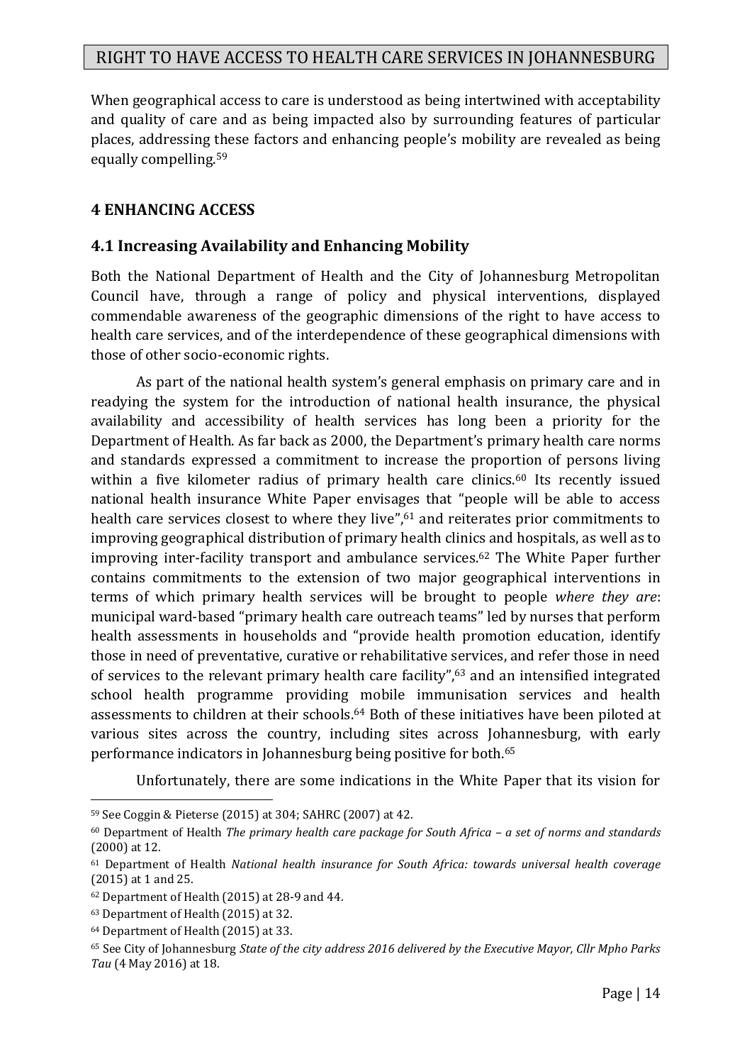When geographical access to care is understood as being intertwined with acceptability and quality of care and as being impacted also by surrounding features of particular places, addressing these factors and enhancing people's mobility are revealed as being equally compelling.[59]

## 4 ENHANCING ACCESS

### 4.1 Increasing Availability and Enhancing Mobility

Both the National Department of Health and the City of Johannesburg Metropolitan Council have, through a range of policy and physical interventions, displayed commendable awareness of the geographic dimensions of the right to have access to health care services, and of the interdependence of these geographical dimensions with those of other socio-economic rights.

As part of the national health system's general emphasis on primary care and in readying the system for the introduction of national health insurance, the physical availability and accessibility of health services has long been a priority for the Department of Health. As far back as 2000, the Department's primary health care norms and standards expressed a commitment to increase the proportion of persons living within a five kilometer radius of primary health care clinics.[60] Its recently issued national health insurance White Paper envisages that "people will be able to access health care services closest to where they live",[61] and reiterates prior commitments to improving geographical distribution of primary health clinics and hospitals, as well as to improving inter-facility transport and ambulance services.[62] The White Paper further contains commitments to the extension of two major geographical interventions in terms of which primary health services will be brought to people *where they are*: municipal ward-based "primary health care outreach teams" led by nurses that perform health assessments in households and "provide health promotion education, identify those in need of preventative, curative or rehabilitative services, and refer those in need of services to the relevant primary health care facility",[63] and an intensified integrated school health programme providing mobile immunisation services and health assessments to children at their schools.[64] Both of these initiatives have been piloted at various sites across the country, including sites across Johannesburg, with early performance indicators in Johannesburg being positive for both.[65]

Unfortunately, there are some indications in the White Paper that its vision for

---

[59] See Coggin & Pieterse (2015) at 304; SAHRC (2007) at 42.

[60] Department of Health *The primary health care package for South Africa – a set of norms and standards* (2000) at 12.

[61] Department of Health *National health insurance for South Africa: towards universal health coverage* (2015) at 1 and 25.

[62] Department of Health (2015) at 28-9 and 44.

[63] Department of Health (2015) at 32.

[64] Department of Health (2015) at 33.

[65] See City of Johannesburg *State of the city address 2016 delivered by the Executive Mayor, Cllr Mpho Parks Tau* (4 May 2016) at 18.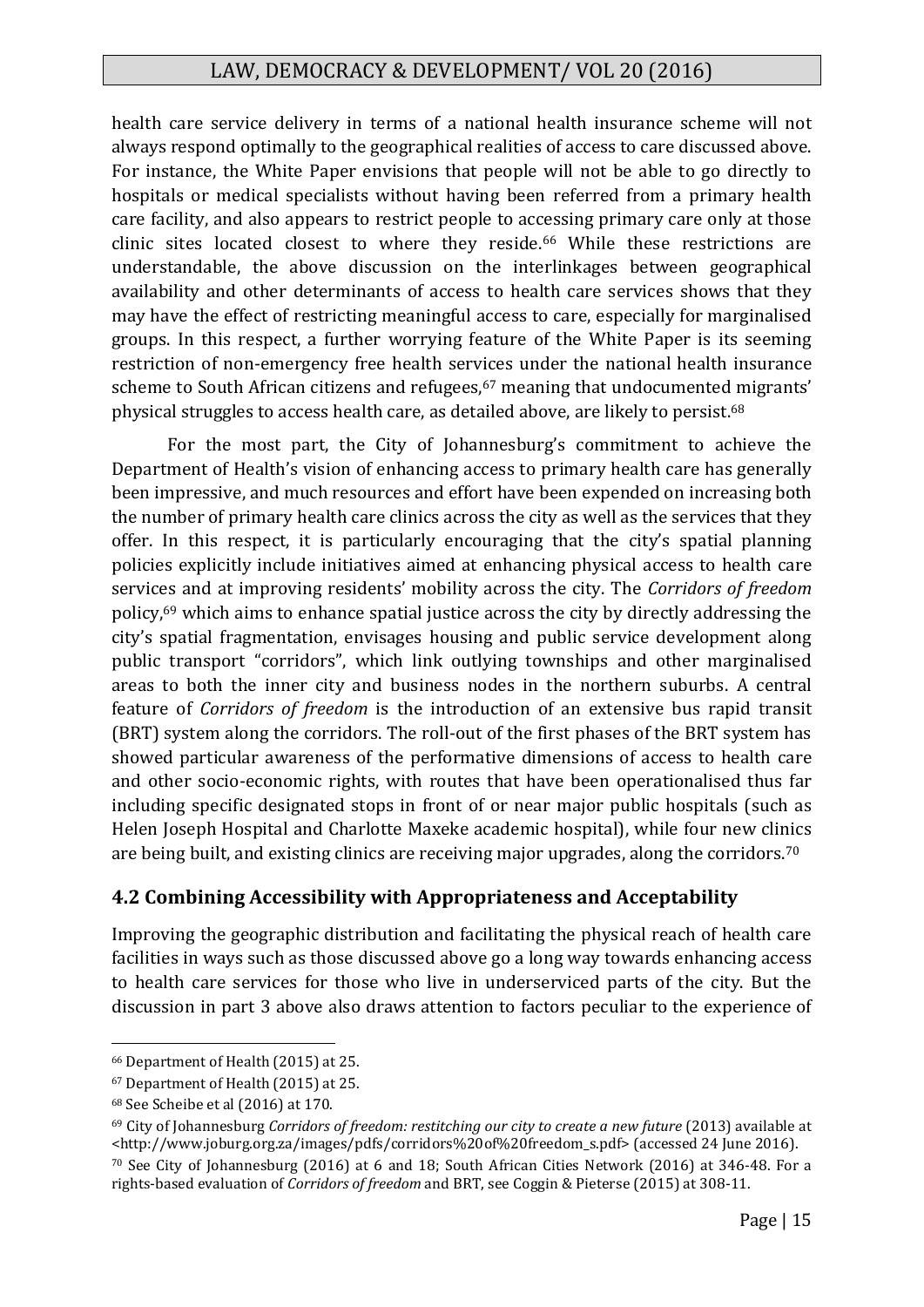health care service delivery in terms of a national health insurance scheme will not always respond optimally to the geographical realities of access to care discussed above. For instance, the White Paper envisions that people will not be able to go directly to hospitals or medical specialists without having been referred from a primary health care facility, and also appears to restrict people to accessing primary care only at those clinic sites located closest to where they reside.[66] While these restrictions are understandable, the above discussion on the interlinkages between geographical availability and other determinants of access to health care services shows that they may have the effect of restricting meaningful access to care, especially for marginalised groups. In this respect, a further worrying feature of the White Paper is its seeming restriction of non-emergency free health services under the national health insurance scheme to South African citizens and refugees,[67] meaning that undocumented migrants' physical struggles to access health care, as detailed above, are likely to persist.[68]

For the most part, the City of Johannesburg's commitment to achieve the Department of Health's vision of enhancing access to primary health care has generally been impressive, and much resources and effort have been expended on increasing both the number of primary health care clinics across the city as well as the services that they offer. In this respect, it is particularly encouraging that the city's spatial planning policies explicitly include initiatives aimed at enhancing physical access to health care services and at improving residents' mobility across the city. The *Corridors of freedom* policy,[69] which aims to enhance spatial justice across the city by directly addressing the city's spatial fragmentation, envisages housing and public service development along public transport "corridors", which link outlying townships and other marginalised areas to both the inner city and business nodes in the northern suburbs. A central feature of *Corridors of freedom* is the introduction of an extensive bus rapid transit (BRT) system along the corridors. The roll-out of the first phases of the BRT system has showed particular awareness of the performative dimensions of access to health care and other socio-economic rights, with routes that have been operationalised thus far including specific designated stops in front of or near major public hospitals (such as Helen Joseph Hospital and Charlotte Maxeke academic hospital), while four new clinics are being built, and existing clinics are receiving major upgrades, along the corridors.[70]

## 4.2 Combining Accessibility with Appropriateness and Acceptability

Improving the geographic distribution and facilitating the physical reach of health care facilities in ways such as those discussed above go a long way towards enhancing access to health care services for those who live in underserviced parts of the city. But the discussion in part 3 above also draws attention to factors peculiar to the experience of

---

[66] Department of Health (2015) at 25.

[67] Department of Health (2015) at 25.

[68] See Scheibe et al (2016) at 170.

[69] City of Johannesburg *Corridors of freedom: restitching our city to create a new future* (2013) available at <http://www.joburg.org.za/images/pdfs/corridors%20of%20freedom_s.pdf> (accessed 24 June 2016).

[70] See City of Johannesburg (2016) at 6 and 18; South African Cities Network (2016) at 346-48. For a rights-based evaluation of *Corridors of freedom* and BRT, see Coggin & Pieterse (2015) at 308-11.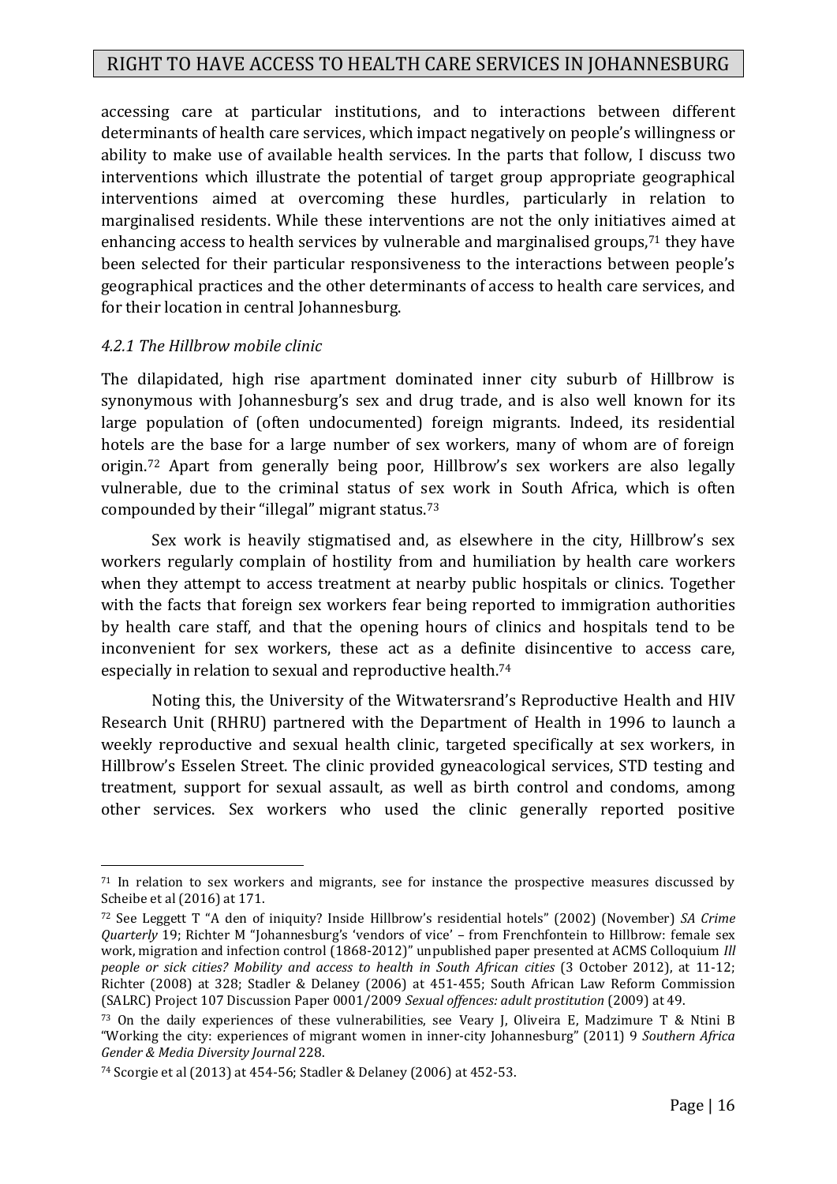accessing care at particular institutions, and to interactions between different determinants of health care services, which impact negatively on people's willingness or ability to make use of available health services. In the parts that follow, I discuss two interventions which illustrate the potential of target group appropriate geographical interventions aimed at overcoming these hurdles, particularly in relation to marginalised residents. While these interventions are not the only initiatives aimed at enhancing access to health services by vulnerable and marginalised groups,[71] they have been selected for their particular responsiveness to the interactions between people's geographical practices and the other determinants of access to health care services, and for their location in central Johannesburg.

#### *4.2.1 The Hillbrow mobile clinic*

The dilapidated, high rise apartment dominated inner city suburb of Hillbrow is synonymous with Johannesburg's sex and drug trade, and is also well known for its large population of (often undocumented) foreign migrants. Indeed, its residential hotels are the base for a large number of sex workers, many of whom are of foreign origin.[72] Apart from generally being poor, Hillbrow's sex workers are also legally vulnerable, due to the criminal status of sex work in South Africa, which is often compounded by their "illegal" migrant status.[73]

Sex work is heavily stigmatised and, as elsewhere in the city, Hillbrow's sex workers regularly complain of hostility from and humiliation by health care workers when they attempt to access treatment at nearby public hospitals or clinics. Together with the facts that foreign sex workers fear being reported to immigration authorities by health care staff, and that the opening hours of clinics and hospitals tend to be inconvenient for sex workers, these act as a definite disincentive to access care, especially in relation to sexual and reproductive health.[74]

Noting this, the University of the Witwatersrand's Reproductive Health and HIV Research Unit (RHRU) partnered with the Department of Health in 1996 to launch a weekly reproductive and sexual health clinic, targeted specifically at sex workers, in Hillbrow's Esselen Street. The clinic provided gyneacological services, STD testing and treatment, support for sexual assault, as well as birth control and condoms, among other services. Sex workers who used the clinic generally reported positive

---

[71] In relation to sex workers and migrants, see for instance the prospective measures discussed by Scheibe et al (2016) at 171.

[72] See Leggett T "A den of iniquity? Inside Hillbrow's residential hotels" (2002) (November) *SA Crime Quarterly* 19; Richter M "Johannesburg's 'vendors of vice' – from Frenchfontein to Hillbrow: female sex work, migration and infection control (1868-2012)" unpublished paper presented at ACMS Colloquium *Ill people or sick cities? Mobility and access to health in South African cities* (3 October 2012), at 11-12; Richter (2008) at 328; Stadler & Delaney (2006) at 451-455; South African Law Reform Commission (SALRC) Project 107 Discussion Paper 0001/2009 *Sexual offences: adult prostitution* (2009) at 49.

[73] On the daily experiences of these vulnerabilities, see Veary J, Oliveira E, Madzimure T & Ntini B "Working the city: experiences of migrant women in inner-city Johannesburg" (2011) 9 *Southern Africa Gender & Media Diversity Journal* 228.

[74] Scorgie et al (2013) at 454-56; Stadler & Delaney (2006) at 452-53.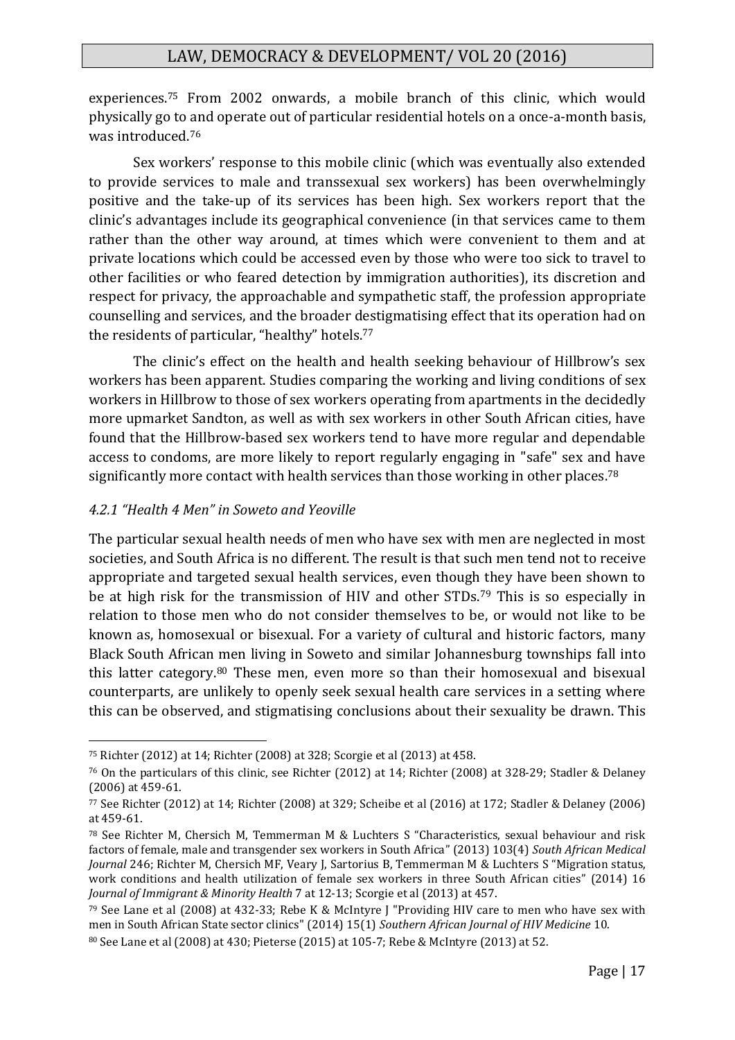experiences.[75] From 2002 onwards, a mobile branch of this clinic, which would physically go to and operate out of particular residential hotels on a once-a-month basis, was introduced.[76]

Sex workers' response to this mobile clinic (which was eventually also extended to provide services to male and transsexual sex workers) has been overwhelmingly positive and the take-up of its services has been high. Sex workers report that the clinic's advantages include its geographical convenience (in that services came to them rather than the other way around, at times which were convenient to them and at private locations which could be accessed even by those who were too sick to travel to other facilities or who feared detection by immigration authorities), its discretion and respect for privacy, the approachable and sympathetic staff, the profession appropriate counselling and services, and the broader destigmatising effect that its operation had on the residents of particular, "healthy" hotels.[77]

The clinic's effect on the health and health seeking behaviour of Hillbrow's sex workers has been apparent. Studies comparing the working and living conditions of sex workers in Hillbrow to those of sex workers operating from apartments in the decidedly more upmarket Sandton, as well as with sex workers in other South African cities, have found that the Hillbrow-based sex workers tend to have more regular and dependable access to condoms, are more likely to report regularly engaging in "safe" sex and have significantly more contact with health services than those working in other places.[78]

#### *4.2.1 "Health 4 Men" in Soweto and Yeoville*

The particular sexual health needs of men who have sex with men are neglected in most societies, and South Africa is no different. The result is that such men tend not to receive appropriate and targeted sexual health services, even though they have been shown to be at high risk for the transmission of HIV and other STDs.[79] This is so especially in relation to those men who do not consider themselves to be, or would not like to be known as, homosexual or bisexual. For a variety of cultural and historic factors, many Black South African men living in Soweto and similar Johannesburg townships fall into this latter category.[80] These men, even more so than their homosexual and bisexual counterparts, are unlikely to openly seek sexual health care services in a setting where this can be observed, and stigmatising conclusions about their sexuality be drawn. This

---

[75] Richter (2012) at 14; Richter (2008) at 328; Scorgie et al (2013) at 458.

[76] On the particulars of this clinic, see Richter (2012) at 14; Richter (2008) at 328-29; Stadler & Delaney (2006) at 459-61.

[77] See Richter (2012) at 14; Richter (2008) at 329; Scheibe et al (2016) at 172; Stadler & Delaney (2006) at 459-61.

[78] See Richter M, Chersich M, Temmerman M & Luchters S "Characteristics, sexual behaviour and risk factors of female, male and transgender sex workers in South Africa" (2013) 103(4) *South African Medical Journal* 246; Richter M, Chersich MF, Veary J, Sartorius B, Temmerman M & Luchters S "Migration status, work conditions and health utilization of female sex workers in three South African cities" (2014) 16 *Journal of Immigrant & Minority Health* 7 at 12-13; Scorgie et al (2013) at 457.

[79] See Lane et al (2008) at 432-33; Rebe K & McIntyre J "Providing HIV care to men who have sex with men in South African State sector clinics" (2014) 15(1) *Southern African Journal of HIV Medicine* 10.

[80] See Lane et al (2008) at 430; Pieterse (2015) at 105-7; Rebe & McIntyre (2013) at 52.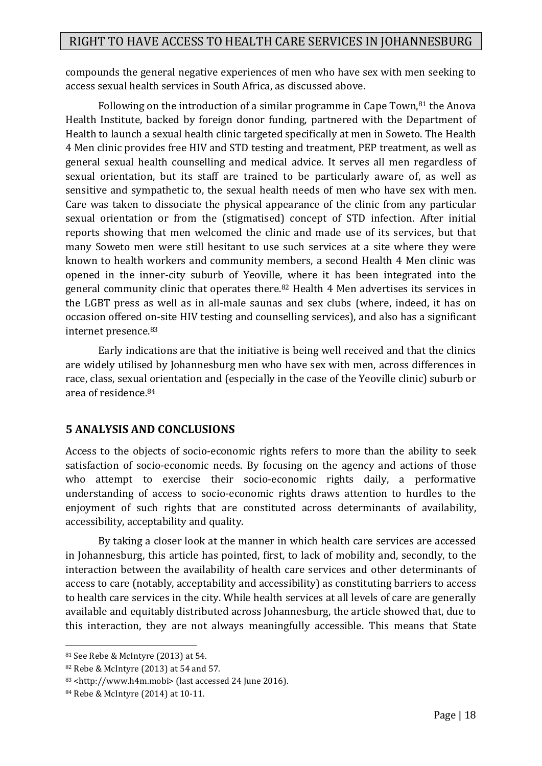compounds the general negative experiences of men who have sex with men seeking to access sexual health services in South Africa, as discussed above.

Following on the introduction of a similar programme in Cape Town,[81] the Anova Health Institute, backed by foreign donor funding, partnered with the Department of Health to launch a sexual health clinic targeted specifically at men in Soweto. The Health 4 Men clinic provides free HIV and STD testing and treatment, PEP treatment, as well as general sexual health counselling and medical advice. It serves all men regardless of sexual orientation, but its staff are trained to be particularly aware of, as well as sensitive and sympathetic to, the sexual health needs of men who have sex with men. Care was taken to dissociate the physical appearance of the clinic from any particular sexual orientation or from the (stigmatised) concept of STD infection. After initial reports showing that men welcomed the clinic and made use of its services, but that many Soweto men were still hesitant to use such services at a site where they were known to health workers and community members, a second Health 4 Men clinic was opened in the inner-city suburb of Yeoville, where it has been integrated into the general community clinic that operates there.[82] Health 4 Men advertises its services in the LGBT press as well as in all-male saunas and sex clubs (where, indeed, it has on occasion offered on-site HIV testing and counselling services), and also has a significant internet presence.[83]

Early indications are that the initiative is being well received and that the clinics are widely utilised by Johannesburg men who have sex with men, across differences in race, class, sexual orientation and (especially in the case of the Yeoville clinic) suburb or area of residence.[84]

## 5 ANALYSIS AND CONCLUSIONS

Access to the objects of socio-economic rights refers to more than the ability to seek satisfaction of socio-economic needs. By focusing on the agency and actions of those who attempt to exercise their socio-economic rights daily, a performative understanding of access to socio-economic rights draws attention to hurdles to the enjoyment of such rights that are constituted across determinants of availability, accessibility, acceptability and quality.

By taking a closer look at the manner in which health care services are accessed in Johannesburg, this article has pointed, first, to lack of mobility and, secondly, to the interaction between the availability of health care services and other determinants of access to care (notably, acceptability and accessibility) as constituting barriers to access to health care services in the city. While health services at all levels of care are generally available and equitably distributed across Johannesburg, the article showed that, due to this interaction, they are not always meaningfully accessible. This means that State

---

[81] See Rebe & McIntyre (2013) at 54.

[82] Rebe & McIntyre (2013) at 54 and 57.

[83] <http://www.h4m.mobi> (last accessed 24 June 2016).

[84] Rebe & McIntyre (2014) at 10-11.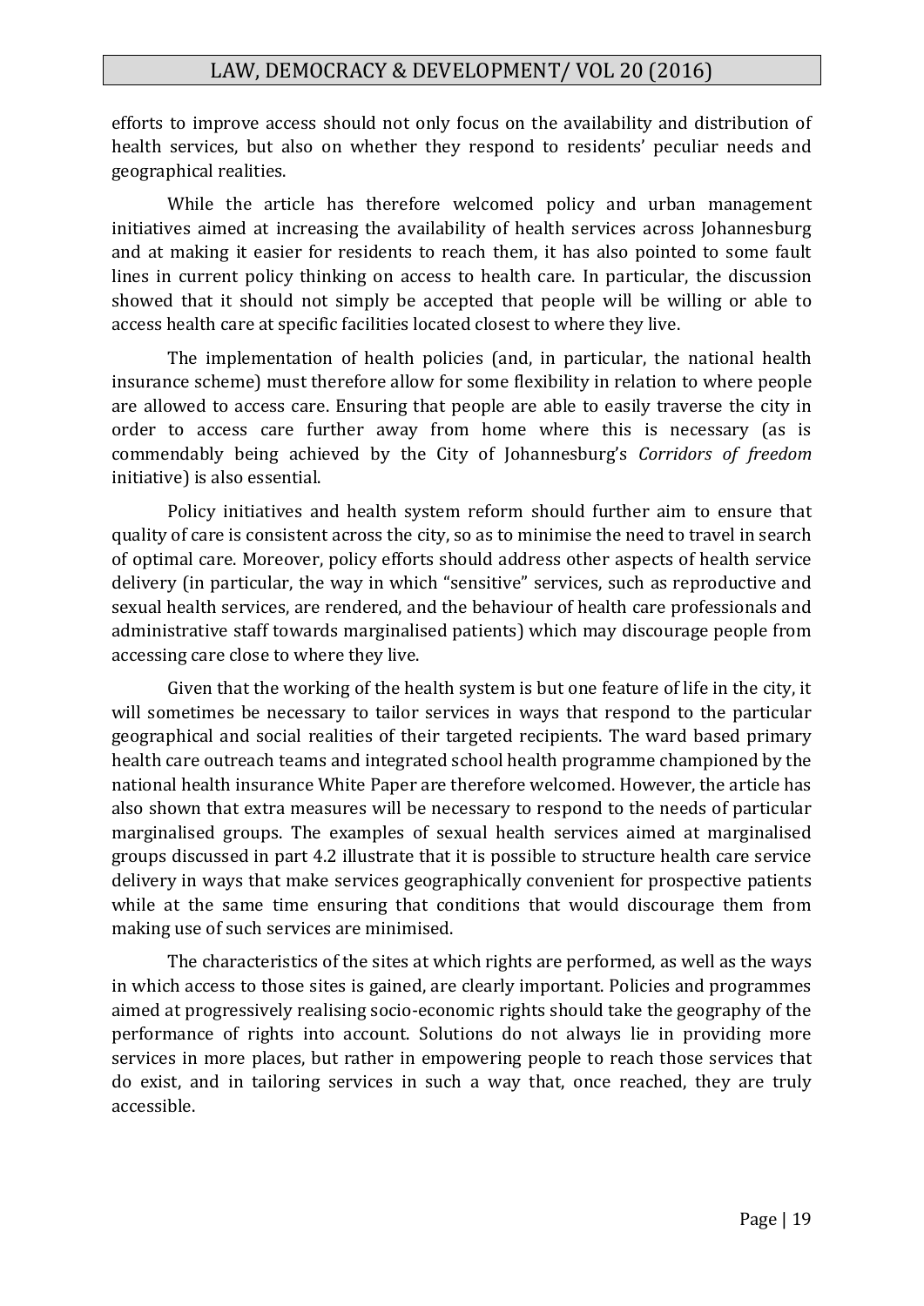efforts to improve access should not only focus on the availability and distribution of health services, but also on whether they respond to residents' peculiar needs and geographical realities.

While the article has therefore welcomed policy and urban management initiatives aimed at increasing the availability of health services across Johannesburg and at making it easier for residents to reach them, it has also pointed to some fault lines in current policy thinking on access to health care. In particular, the discussion showed that it should not simply be accepted that people will be willing or able to access health care at specific facilities located closest to where they live.

The implementation of health policies (and, in particular, the national health insurance scheme) must therefore allow for some flexibility in relation to where people are allowed to access care. Ensuring that people are able to easily traverse the city in order to access care further away from home where this is necessary (as is commendably being achieved by the City of Johannesburg's *Corridors of freedom* initiative) is also essential.

Policy initiatives and health system reform should further aim to ensure that quality of care is consistent across the city, so as to minimise the need to travel in search of optimal care. Moreover, policy efforts should address other aspects of health service delivery (in particular, the way in which "sensitive" services, such as reproductive and sexual health services, are rendered, and the behaviour of health care professionals and administrative staff towards marginalised patients) which may discourage people from accessing care close to where they live.

Given that the working of the health system is but one feature of life in the city, it will sometimes be necessary to tailor services in ways that respond to the particular geographical and social realities of their targeted recipients. The ward based primary health care outreach teams and integrated school health programme championed by the national health insurance White Paper are therefore welcomed. However, the article has also shown that extra measures will be necessary to respond to the needs of particular marginalised groups. The examples of sexual health services aimed at marginalised groups discussed in part 4.2 illustrate that it is possible to structure health care service delivery in ways that make services geographically convenient for prospective patients while at the same time ensuring that conditions that would discourage them from making use of such services are minimised.

The characteristics of the sites at which rights are performed, as well as the ways in which access to those sites is gained, are clearly important. Policies and programmes aimed at progressively realising socio-economic rights should take the geography of the performance of rights into account. Solutions do not always lie in providing more services in more places, but rather in empowering people to reach those services that do exist, and in tailoring services in such a way that, once reached, they are truly accessible.